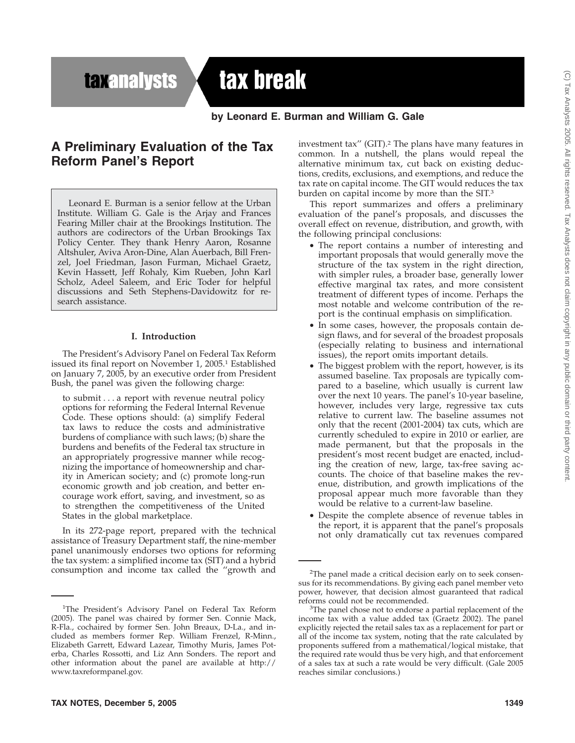taxanalysts tax break

**by Leonard E. Burman and William G. Gale**

# A Preliminary Evaluation of the Tax Reform Panel's Report

Leonard E. Burman is a senior fellow at the Urban Institute. William G. Gale is the Arjay and Frances Fearing Miller chair at the Brookings Institution. The authors are codirectors of the Urban Brookings Tax Policy Center. They thank Henry Aaron, Rosanne Altshuler, Aviva Aron-Dine, Alan Auerbach, Bill Frenzel, Joel Friedman, Jason Furman, Michael Graetz, Kevin Hassett, Jeff Rohaly, Kim Rueben, John Karl Scholz, Adeel Saleem, and Eric Toder for helpful discussions and Seth Stephens-Davidowitz for research assistance.

## I. Introduction

The President's Advisory Panel on Federal Tax Reform issued its final report on November 1, 2005.[1] Established on January 7, 2005, by an executive order from President Bush, the panel was given the following charge:

> to submit . . . a report with revenue neutral policy options for reforming the Federal Internal Revenue Code. These options should: (a) simplify Federal tax laws to reduce the costs and administrative burdens of compliance with such laws; (b) share the burdens and benefits of the Federal tax structure in an appropriately progressive manner while recognizing the importance of homeownership and charity in American society; and (c) promote long-run economic growth and job creation, and better encourage work effort, saving, and investment, so as to strengthen the competitiveness of the United States in the global marketplace.

In its 272-page report, prepared with the technical assistance of Treasury Department staff, the nine-member panel unanimously endorses two options for reforming the tax system: a simplified income tax (SIT) and a hybrid consumption and income tax called the "growth and investment tax" (GIT).[2] The plans have many features in common. In a nutshell, the plans would repeal the alternative minimum tax, cut back on existing deductions, credits, exclusions, and exemptions, and reduce the tax rate on capital income. The GIT would reduces the tax burden on capital income by more than the SIT.[3]

This report summarizes and offers a preliminary evaluation of the panel's proposals, and discusses the overall effect on revenue, distribution, and growth, with the following principal conclusions:

- The report contains a number of interesting and important proposals that would generally move the structure of the tax system in the right direction, with simpler rules, a broader base, generally lower effective marginal tax rates, and more consistent treatment of different types of income. Perhaps the most notable and welcome contribution of the report is the continual emphasis on simplification.
- In some cases, however, the proposals contain design flaws, and for several of the broadest proposals (especially relating to business and international issues), the report omits important details.
- The biggest problem with the report, however, is its assumed baseline. Tax proposals are typically compared to a baseline, which usually is current law over the next 10 years. The panel's 10-year baseline, however, includes very large, regressive tax cuts relative to current law. The baseline assumes not only that the recent (2001-2004) tax cuts, which are currently scheduled to expire in 2010 or earlier, are made permanent, but that the proposals in the president's most recent budget are enacted, including the creation of new, large, tax-free saving accounts. The choice of that baseline makes the revenue, distribution, and growth implications of the proposal appear much more favorable than they would be relative to a current-law baseline.
- Despite the complete absence of revenue tables in the report, it is apparent that the panel's proposals not only dramatically cut tax revenues compared

[1]The President's Advisory Panel on Federal Tax Reform (2005). The panel was chaired by former Sen. Connie Mack, R-Fla., cochaired by former Sen. John Breaux, D-La., and included as members former Rep. William Frenzel, R-Minn., Elizabeth Garrett, Edward Lazear, Timothy Muris, James Poterba, Charles Rossotti, and Liz Ann Sonders. The report and other information about the panel are available at http://www.taxreformpanel.gov.

[2]The panel made a critical decision early on to seek consensus for its recommendations. By giving each panel member veto power, however, that decision almost guaranteed that radical reforms could not be recommended.

[3]The panel chose not to endorse a partial replacement of the income tax with a value added tax (Graetz 2002). The panel explicitly rejected the retail sales tax as a replacement for part or all of the income tax system, noting that the rate calculated by proponents suffered from a mathematical/logical mistake, that the required rate would thus be very high, and that enforcement of a sales tax at such a rate would be very difficult. (Gale 2005 reaches similar conclusions.)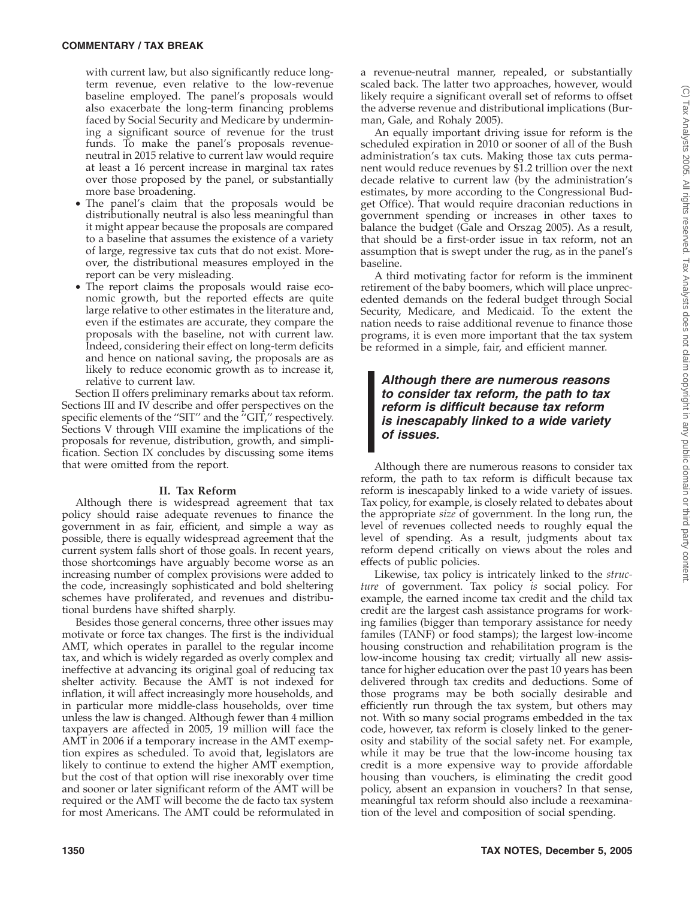with current law, but also significantly reduce long-term revenue, even relative to the low-revenue baseline employed. The panel's proposals would also exacerbate the long-term financing problems faced by Social Security and Medicare by undermining a significant source of revenue for the trust funds. To make the panel's proposals revenue-neutral in 2015 relative to current law would require at least a 16 percent increase in marginal tax rates over those proposed by the panel, or substantially more base broadening.

- The panel's claim that the proposals would be distributionally neutral is also less meaningful than it might appear because the proposals are compared to a baseline that assumes the existence of a variety of large, regressive tax cuts that do not exist. Moreover, the distributional measures employed in the report can be very misleading.
- The report claims the proposals would raise economic growth, but the reported effects are quite large relative to other estimates in the literature and, even if the estimates are accurate, they compare the proposals with the baseline, not with current law. Indeed, considering their effect on long-term deficits and hence on national saving, the proposals are as likely to reduce economic growth as to increase it, relative to current law.

Section II offers preliminary remarks about tax reform. Sections III and IV describe and offer perspectives on the specific elements of the "SIT" and the "GIT," respectively. Sections V through VIII examine the implications of the proposals for revenue, distribution, growth, and simplification. Section IX concludes by discussing some items that were omitted from the report.

## II. Tax Reform

Although there is widespread agreement that tax policy should raise adequate revenues to finance the government in as fair, efficient, and simple a way as possible, there is equally widespread agreement that the current system falls short of those goals. In recent years, those shortcomings have arguably become worse as an increasing number of complex provisions were added to the code, increasingly sophisticated and bold sheltering schemes have proliferated, and revenues and distributional burdens have shifted sharply.

Besides those general concerns, three other issues may motivate or force tax changes. The first is the individual AMT, which operates in parallel to the regular income tax, and which is widely regarded as overly complex and ineffective at advancing its original goal of reducing tax shelter activity. Because the AMT is not indexed for inflation, it will affect increasingly more households, and in particular more middle-class households, over time unless the law is changed. Although fewer than 4 million taxpayers are affected in 2005, 19 million will face the AMT in 2006 if a temporary increase in the AMT exemption expires as scheduled. To avoid that, legislators are likely to continue to extend the higher AMT exemption, but the cost of that option will rise inexorably over time and sooner or later significant reform of the AMT will be required or the AMT will become the de facto tax system for most Americans. The AMT could be reformulated in a revenue-neutral manner, repealed, or substantially scaled back. The latter two approaches, however, would likely require a significant overall set of reforms to offset the adverse revenue and distributional implications (Burman, Gale, and Rohaly 2005).

An equally important driving issue for reform is the scheduled expiration in 2010 or sooner of all of the Bush administration's tax cuts. Making those tax cuts permanent would reduce revenues by $1.2 trillion over the next decade relative to current law (by the administration's estimates, by more according to the Congressional Budget Office). That would require draconian reductions in government spending or increases in other taxes to balance the budget (Gale and Orszag 2005). As a result, that should be a first-order issue in tax reform, not an assumption that is swept under the rug, as in the panel's baseline.

A third motivating factor for reform is the imminent retirement of the baby boomers, which will place unprecedented demands on the federal budget through Social Security, Medicare, and Medicaid. To the extent the nation needs to raise additional revenue to finance those programs, it is even more important that the tax system be reformed in a simple, fair, and efficient manner.

> ***Although there are numerous reasons to consider tax reform, the path to tax reform is difficult because tax reform is inescapably linked to a wide variety of issues.***

Although there are numerous reasons to consider tax reform, the path to tax reform is difficult because tax reform is inescapably linked to a wide variety of issues. Tax policy, for example, is closely related to debates about the appropriate *size* of government. In the long run, the level of revenues collected needs to roughly equal the level of spending. As a result, judgments about tax reform depend critically on views about the roles and effects of public policies.

Likewise, tax policy is intricately linked to the *structure* of government. Tax policy *is* social policy. For example, the earned income tax credit and the child tax credit are the largest cash assistance programs for working families (bigger than temporary assistance for needy familes (TANF) or food stamps); the largest low-income housing construction and rehabilitation program is the low-income housing tax credit; virtually all new assistance for higher education over the past 10 years has been delivered through tax credits and deductions. Some of those programs may be both socially desirable and efficiently run through the tax system, but others may not. With so many social programs embedded in the tax code, however, tax reform is closely linked to the generosity and stability of the social safety net. For example, while it may be true that the low-income housing tax credit is a more expensive way to provide affordable housing than vouchers, is eliminating the credit good policy, absent an expansion in vouchers? In that sense, meaningful tax reform should also include a reexamination of the level and composition of social spending.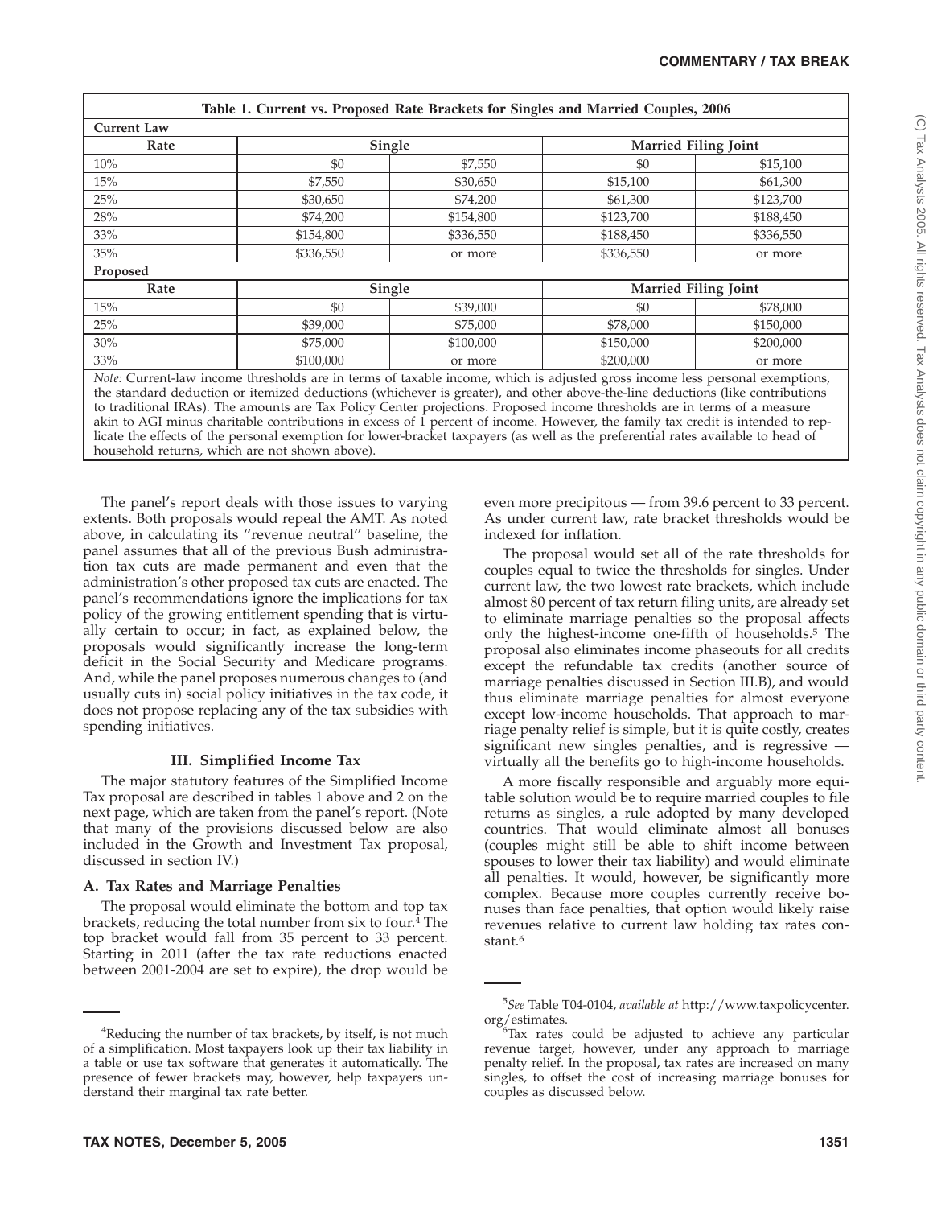| Table 1. Current vs. Proposed Rate Brackets for Singles and Married Couples, 2006 | | | | |
|---|---|---|---|---|
| **Current Law** | | | | |
| **Rate** | **Single** | | **Married Filing Joint** | |
| 10% | $0 | $7,550 | $0 | $15,100 |
| 15% | $7,550 | $30,650 | $15,100 | $61,300 |
| 25% | $30,650 | $74,200 | $61,300 | $123,700 |
| 28% | $74,200 | $154,800 | $123,700 | $188,450 |
| 33% | $154,800 | $336,550 | $188,450 | $336,550 |
| 35% | $336,550 | or more | $336,550 | or more |
| **Proposed** | | | | |
| **Rate** | **Single** | | **Married Filing Joint** | |
| 15% | $0 | $39,000 | $0 | $78,000 |
| 25% | $39,000 | $75,000 | $78,000 | $150,000 |
| 30% | $75,000 | $100,000 | $150,000 | $200,000 |
| 33% | $100,000 | or more | $200,000 | or more |

*Note:* Current-law income thresholds are in terms of taxable income, which is adjusted gross income less personal exemptions, the standard deduction or itemized deductions (whichever is greater), and other above-the-line deductions (like contributions to traditional IRAs). The amounts are Tax Policy Center projections. Proposed income thresholds are in terms of a measure akin to AGI minus charitable contributions in excess of 1 percent of income. However, the family tax credit is intended to replicate the effects of the personal exemption for lower-bracket taxpayers (as well as the preferential rates available to head of household returns, which are not shown above).

The panel's report deals with those issues to varying extents. Both proposals would repeal the AMT. As noted above, in calculating its "revenue neutral" baseline, the panel assumes that all of the previous Bush administration tax cuts are made permanent and even that the administration's other proposed tax cuts are enacted. The panel's recommendations ignore the implications for tax policy of the growing entitlement spending that is virtually certain to occur; in fact, as explained below, the proposals would significantly increase the long-term deficit in the Social Security and Medicare programs. And, while the panel proposes numerous changes to (and usually cuts in) social policy initiatives in the tax code, it does not propose replacing any of the tax subsidies with spending initiatives.

### III. Simplified Income Tax

The major statutory features of the Simplified Income Tax proposal are described in tables 1 above and 2 on the next page, which are taken from the panel's report. (Note that many of the provisions discussed below are also included in the Growth and Investment Tax proposal, discussed in section IV.)

#### A. Tax Rates and Marriage Penalties

The proposal would eliminate the bottom and top tax brackets, reducing the total number from six to four.[4] The top bracket would fall from 35 percent to 33 percent. Starting in 2011 (after the tax rate reductions enacted between 2001-2004 are set to expire), the drop would be even more precipitous — from 39.6 percent to 33 percent. As under current law, rate bracket thresholds would be indexed for inflation.

The proposal would set all of the rate thresholds for couples equal to twice the thresholds for singles. Under current law, the two lowest rate brackets, which include almost 80 percent of tax return filing units, are already set to eliminate marriage penalties so the proposal affects only the highest-income one-fifth of households.[5] The proposal also eliminates income phaseouts for all credits except the refundable tax credits (another source of marriage penalties discussed in Section III.B), and would thus eliminate marriage penalties for almost everyone except low-income households. That approach to marriage penalty relief is simple, but it is quite costly, creates significant new singles penalties, and is regressive — virtually all the benefits go to high-income households.

A more fiscally responsible and arguably more equitable solution would be to require married couples to file returns as singles, a rule adopted by many developed countries. That would eliminate almost all bonuses (couples might still be able to shift income between spouses to lower their tax liability) and would eliminate all penalties. It would, however, be significantly more complex. Because more couples currently receive bonuses than face penalties, that option would likely raise revenues relative to current law holding tax rates constant.[6]

---

[4]Reducing the number of tax brackets, by itself, is not much of a simplification. Most taxpayers look up their tax liability in a table or use tax software that generates it automatically. The presence of fewer brackets may, however, help taxpayers understand their marginal tax rate better.

[5]*See* Table T04-0104, *available at* http://www.taxpolicycenter.org/estimates.

[6]Tax rates could be adjusted to achieve any particular revenue target, however, under any approach to marriage penalty relief. In the proposal, tax rates are increased on many singles, to offset the cost of increasing marriage bonuses for couples as discussed below.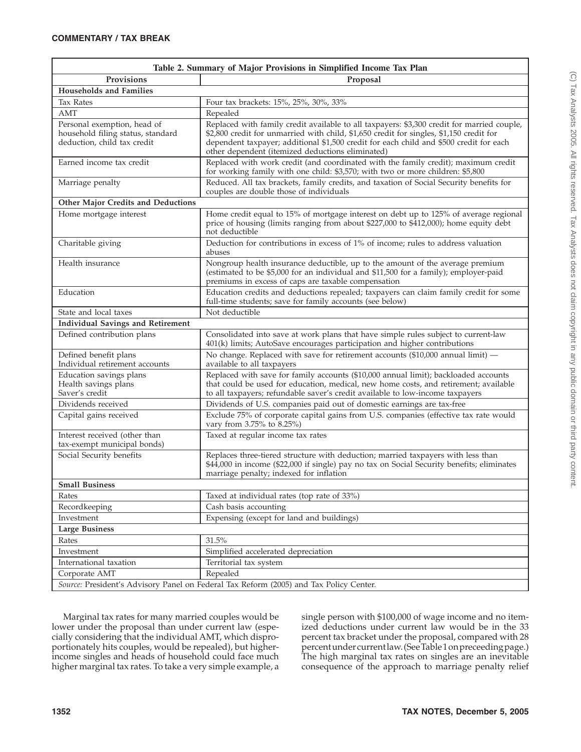| Table 2. Summary of Major Provisions in Simplified Income Tax Plan | |
|---|---|
| **Provisions** | **Proposal** |
| **Households and Families** | |
| Tax Rates | Four tax brackets: 15%, 25%, 30%, 33% |
| AMT | Repealed |
| Personal exemption, head of household filing status, standard deduction, child tax credit | Replaced with family credit available to all taxpayers: $3,300 credit for married couple, $2,800 credit for unmarried with child, $1,650 credit for singles, $1,150 credit for dependent taxpayer; additional $1,500 credit for each child and $500 credit for each other dependent (itemized deductions eliminated) |
| Earned income tax credit | Replaced with work credit (and coordinated with the family credit); maximum credit for working family with one child: $3,570; with two or more children: $5,800 |
| Marriage penalty | Reduced. All tax brackets, family credits, and taxation of Social Security benefits for couples are double those of individuals |
| **Other Major Credits and Deductions** | |
| Home mortgage interest | Home credit equal to 15% of mortgage interest on debt up to 125% of average regional price of housing (limits ranging from about $227,000 to $412,000); home equity debt not deductible |
| Charitable giving | Deduction for contributions in excess of 1% of income; rules to address valuation abuses |
| Health insurance | Nongroup health insurance deductible, up to the amount of the average premium (estimated to be $5,000 for an individual and $11,500 for a family); employer-paid premiums in excess of caps are taxable compensation |
| Education | Education credits and deductions repealed; taxpayers can claim family credit for some full-time students; save for family accounts (see below) |
| State and local taxes | Not deductible |
| **Individual Savings and Retirement** | |
| Defined contribution plans | Consolidated into save at work plans that have simple rules subject to current-law 401(k) limits; AutoSave encourages participation and higher contributions |
| Defined benefit plans<br>Individual retirement accounts | No change. Replaced with save for retirement accounts ($10,000 annual limit) — available to all taxpayers |
| Education savings plans<br>Health savings plans<br>Saver's credit | Replaced with save for family accounts ($10,000 annual limit); backloaded accounts that could be used for education, medical, new home costs, and retirement; available to all taxpayers; refundable saver's credit available to low-income taxpayers |
| Dividends received | Dividends of U.S. companies paid out of domestic earnings are tax-free |
| Capital gains received | Exclude 75% of corporate capital gains from U.S. companies (effective tax rate would vary from 3.75% to 8.25%) |
| Interest received (other than tax-exempt municipal bonds) | Taxed at regular income tax rates |
| Social Security benefits | Replaces three-tiered structure with deduction; married taxpayers with less than $44,000 in income ($22,000 if single) pay no tax on Social Security benefits; eliminates marriage penalty; indexed for inflation |
| **Small Business** | |
| Rates | Taxed at individual rates (top rate of 33%) |
| Recordkeeping | Cash basis accounting |
| Investment | Expensing (except for land and buildings) |
| **Large Business** | |
| Rates | 31.5% |
| Investment | Simplified accelerated depreciation |
| International taxation | Territorial tax system |
| Corporate AMT | Repealed |
| *Source:* President's Advisory Panel on Federal Tax Reform (2005) and Tax Policy Center. | |

Marginal tax rates for many married couples would be lower under the proposal than under current law (especially considering that the individual AMT, which disproportionately hits couples, would be repealed), but higher-income singles and heads of household could face much higher marginal tax rates. To take a very simple example, a single person with $100,000 of wage income and no itemized deductions under current law would be in the 33 percent tax bracket under the proposal, compared with 28 percent under current law. (See Table 1 on preceeding page.) The high marginal tax rates on singles are an inevitable consequence of the approach to marriage penalty relief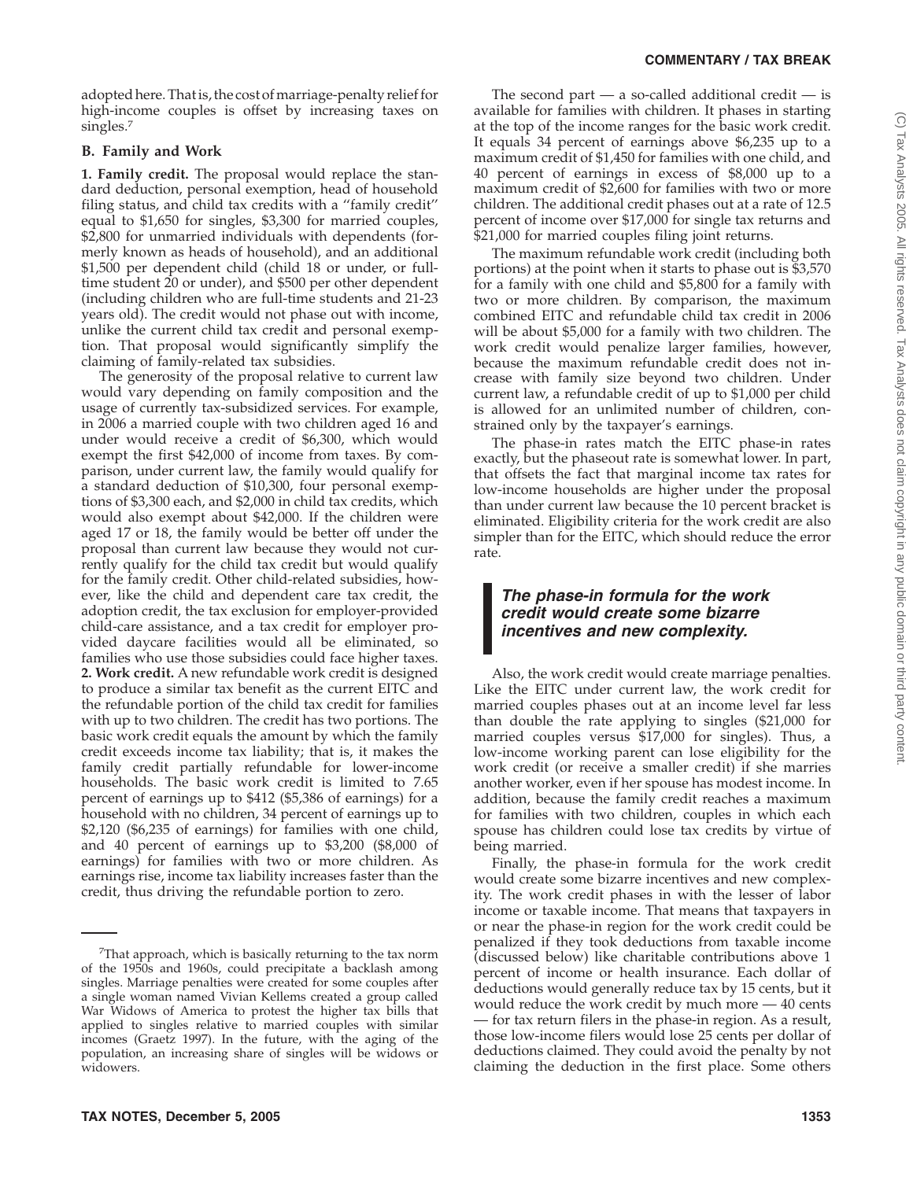adopted here. That is, the cost of marriage-penalty relief for high-income couples is offset by increasing taxes on singles.[7]

### B. Family and Work

**1. Family credit.** The proposal would replace the standard deduction, personal exemption, head of household filing status, and child tax credits with a ''family credit'' equal to $1,650 for singles, $3,300 for married couples, $2,800 for unmarried individuals with dependents (formerly known as heads of household), and an additional $1,500 per dependent child (child 18 or under, or full-time student 20 or under), and $500 per other dependent (including children who are full-time students and 21-23 years old). The credit would not phase out with income, unlike the current child tax credit and personal exemption. That proposal would significantly simplify the claiming of family-related tax subsidies.

The generosity of the proposal relative to current law would vary depending on family composition and the usage of currently tax-subsidized services. For example, in 2006 a married couple with two children aged 16 and under would receive a credit of $6,300, which would exempt the first $42,000 of income from taxes. By comparison, under current law, the family would qualify for a standard deduction of $10,300, four personal exemptions of $3,300 each, and $2,000 in child tax credits, which would also exempt about $42,000. If the children were aged 17 or 18, the family would be better off under the proposal than current law because they would not currently qualify for the child tax credit but would qualify for the family credit. Other child-related subsidies, however, like the child and dependent care tax credit, the adoption credit, the tax exclusion for employer-provided child-care assistance, and a tax credit for employer provided daycare facilities would all be eliminated, so families who use those subsidies could face higher taxes.

**2. Work credit.** A new refundable work credit is designed to produce a similar tax benefit as the current EITC and the refundable portion of the child tax credit for families with up to two children. The credit has two portions. The basic work credit equals the amount by which the family credit exceeds income tax liability; that is, it makes the family credit partially refundable for lower-income households. The basic work credit is limited to 7.65 percent of earnings up to $412 ($5,386 of earnings) for a household with no children, 34 percent of earnings up to $2,120 ($6,235 of earnings) for families with one child, and 40 percent of earnings up to $3,200 ($8,000 of earnings) for families with two or more children. As earnings rise, income tax liability increases faster than the credit, thus driving the refundable portion to zero.

The second part — a so-called additional credit — is available for families with children. It phases in starting at the top of the income ranges for the basic work credit. It equals 34 percent of earnings above $6,235 up to a maximum credit of $1,450 for families with one child, and 40 percent of earnings in excess of $8,000 up to a maximum credit of $2,600 for families with two or more children. The additional credit phases out at a rate of 12.5 percent of income over $17,000 for single tax returns and $21,000 for married couples filing joint returns.

The maximum refundable work credit (including both portions) at the point when it starts to phase out is $3,570 for a family with one child and $5,800 for a family with two or more children. By comparison, the maximum combined EITC and refundable child tax credit in 2006 will be about $5,000 for a family with two children. The work credit would penalize larger families, however, because the maximum refundable credit does not increase with family size beyond two children. Under current law, a refundable credit of up to $1,000 per child is allowed for an unlimited number of children, constrained only by the taxpayer's earnings.

The phase-in rates match the EITC phase-in rates exactly, but the phaseout rate is somewhat lower. In part, that offsets the fact that marginal income tax rates for low-income households are higher under the proposal than under current law because the 10 percent bracket is eliminated. Eligibility criteria for the work credit are also simpler than for the EITC, which should reduce the error rate.

> ***The phase-in formula for the work credit would create some bizarre incentives and new complexity.***

Also, the work credit would create marriage penalties. Like the EITC under current law, the work credit for married couples phases out at an income level far less than double the rate applying to singles ($21,000 for married couples versus $17,000 for singles). Thus, a low-income working parent can lose eligibility for the work credit (or receive a smaller credit) if she marries another worker, even if her spouse has modest income. In addition, because the family credit reaches a maximum for families with two children, couples in which each spouse has children could lose tax credits by virtue of being married.

Finally, the phase-in formula for the work credit would create some bizarre incentives and new complexity. The work credit phases in with the lesser of labor income or taxable income. That means that taxpayers in or near the phase-in region for the work credit could be penalized if they took deductions from taxable income (discussed below) like charitable contributions above 1 percent of income or health insurance. Each dollar of deductions would generally reduce tax by 15 cents, but it would reduce the work credit by much more — 40 cents — for tax return filers in the phase-in region. As a result, those low-income filers would lose 25 cents per dollar of deductions claimed. They could avoid the penalty by not claiming the deduction in the first place. Some others

---

[7] That approach, which is basically returning to the tax norm of the 1950s and 1960s, could precipitate a backlash among singles. Marriage penalties were created for some couples after a single woman named Vivian Kellems created a group called War Widows of America to protest the higher tax bills that applied to singles relative to married couples with similar incomes (Graetz 1997). In the future, with the aging of the population, an increasing share of singles will be widows or widowers.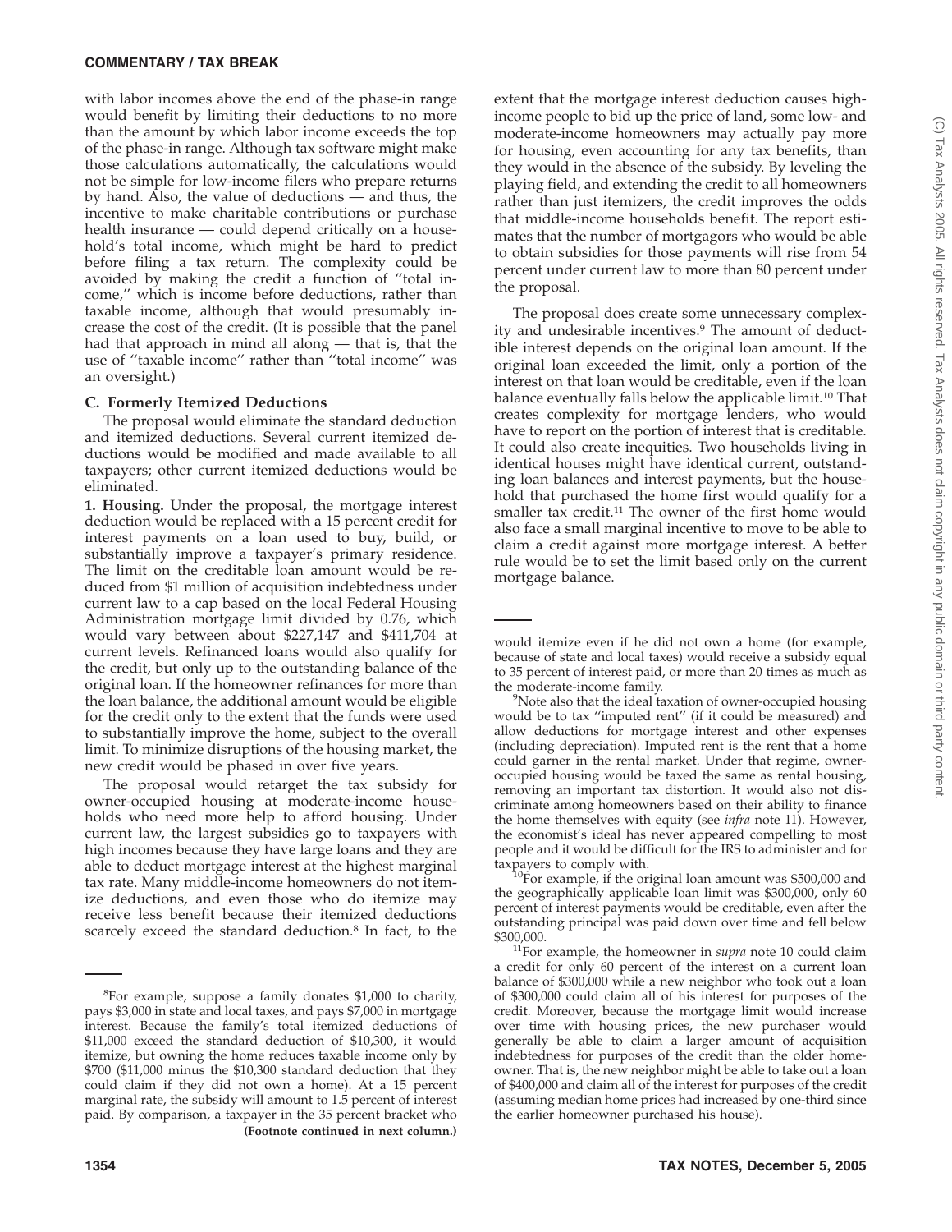with labor incomes above the end of the phase-in range would benefit by limiting their deductions to no more than the amount by which labor income exceeds the top of the phase-in range. Although tax software might make those calculations automatically, the calculations would not be simple for low-income filers who prepare returns by hand. Also, the value of deductions — and thus, the incentive to make charitable contributions or purchase health insurance — could depend critically on a household's total income, which might be hard to predict before filing a tax return. The complexity could be avoided by making the credit a function of ''total income,'' which is income before deductions, rather than taxable income, although that would presumably increase the cost of the credit. (It is possible that the panel had that approach in mind all along — that is, that the use of ''taxable income'' rather than ''total income'' was an oversight.)

### C. Formerly Itemized Deductions

The proposal would eliminate the standard deduction and itemized deductions. Several current itemized deductions would be modified and made available to all taxpayers; other current itemized deductions would be eliminated.

**1. Housing.** Under the proposal, the mortgage interest deduction would be replaced with a 15 percent credit for interest payments on a loan used to buy, build, or substantially improve a taxpayer's primary residence. The limit on the creditable loan amount would be reduced from $1 million of acquisition indebtedness under current law to a cap based on the local Federal Housing Administration mortgage limit divided by 0.76, which would vary between about $227,147 and $411,704 at current levels. Refinanced loans would also qualify for the credit, but only up to the outstanding balance of the original loan. If the homeowner refinances for more than the loan balance, the additional amount would be eligible for the credit only to the extent that the funds were used to substantially improve the home, subject to the overall limit. To minimize disruptions of the housing market, the new credit would be phased in over five years.

The proposal would retarget the tax subsidy for owner-occupied housing at moderate-income households who need more help to afford housing. Under current law, the largest subsidies go to taxpayers with high incomes because they have large loans and they are able to deduct mortgage interest at the highest marginal tax rate. Many middle-income homeowners do not itemize deductions, and even those who do itemize may receive less benefit because their itemized deductions scarcely exceed the standard deduction.[8] In fact, to the extent that the mortgage interest deduction causes high-income people to bid up the price of land, some low- and moderate-income homeowners may actually pay more for housing, even accounting for any tax benefits, than they would in the absence of the subsidy. By leveling the playing field, and extending the credit to all homeowners rather than just itemizers, the credit improves the odds that middle-income households benefit. The report estimates that the number of mortgagors who would be able to obtain subsidies for those payments will rise from 54 percent under current law to more than 80 percent under the proposal.

The proposal does create some unnecessary complexity and undesirable incentives.[9] The amount of deductible interest depends on the original loan amount. If the original loan exceeded the limit, only a portion of the interest on that loan would be creditable, even if the loan balance eventually falls below the applicable limit.[10] That creates complexity for mortgage lenders, who would have to report on the portion of interest that is creditable. It could also create inequities. Two households living in identical houses might have identical current, outstanding loan balances and interest payments, but the household that purchased the home first would qualify for a smaller tax credit.[11] The owner of the first home would also face a small marginal incentive to move to be able to claim a credit against more mortgage interest. A better rule would be to set the limit based only on the current mortgage balance.

---

[8]For example, suppose a family donates $1,000 to charity, pays $3,000 in state and local taxes, and pays $7,000 in mortgage interest. Because the family's total itemized deductions of $11,000 exceed the standard deduction of $10,300, it would itemize, but owning the home reduces taxable income only by $700 ($11,000 minus the $10,300 standard deduction that they could claim if they did not own a home). At a 15 percent marginal rate, the subsidy will amount to 1.5 percent of interest paid. By comparison, a taxpayer in the 35 percent bracket who would itemize even if he did not own a home (for example, because of state and local taxes) would receive a subsidy equal to 35 percent of interest paid, or more than 20 times as much as the moderate-income family.

[9]Note also that the ideal taxation of owner-occupied housing would be to tax ''imputed rent'' (if it could be measured) and allow deductions for mortgage interest and other expenses (including depreciation). Imputed rent is the rent that a home could garner in the rental market. Under that regime, owner-occupied housing would be taxed the same as rental housing, removing an important tax distortion. It would also not discriminate among homeowners based on their ability to finance the home themselves with equity (see *infra* note 11). However, the economist's ideal has never appeared compelling to most people and it would be difficult for the IRS to administer and for taxpayers to comply with.

[10]For example, if the original loan amount was $500,000 and the geographically applicable loan limit was $300,000, only 60 percent of interest payments would be creditable, even after the outstanding principal was paid down over time and fell below $300,000.

[11]For example, the homeowner in *supra* note 10 could claim a credit for only 60 percent of the interest on a current loan balance of $300,000 while a new neighbor who took out a loan of $300,000 could claim all of his interest for purposes of the credit. Moreover, because the mortgage limit would increase over time with housing prices, the new purchaser would generally be able to claim a larger amount of acquisition indebtedness for purposes of the credit than the older homeowner. That is, the new neighbor might be able to take out a loan of $400,000 and claim all of the interest for purposes of the credit (assuming median home prices had increased by one-third since the earlier homeowner purchased his house).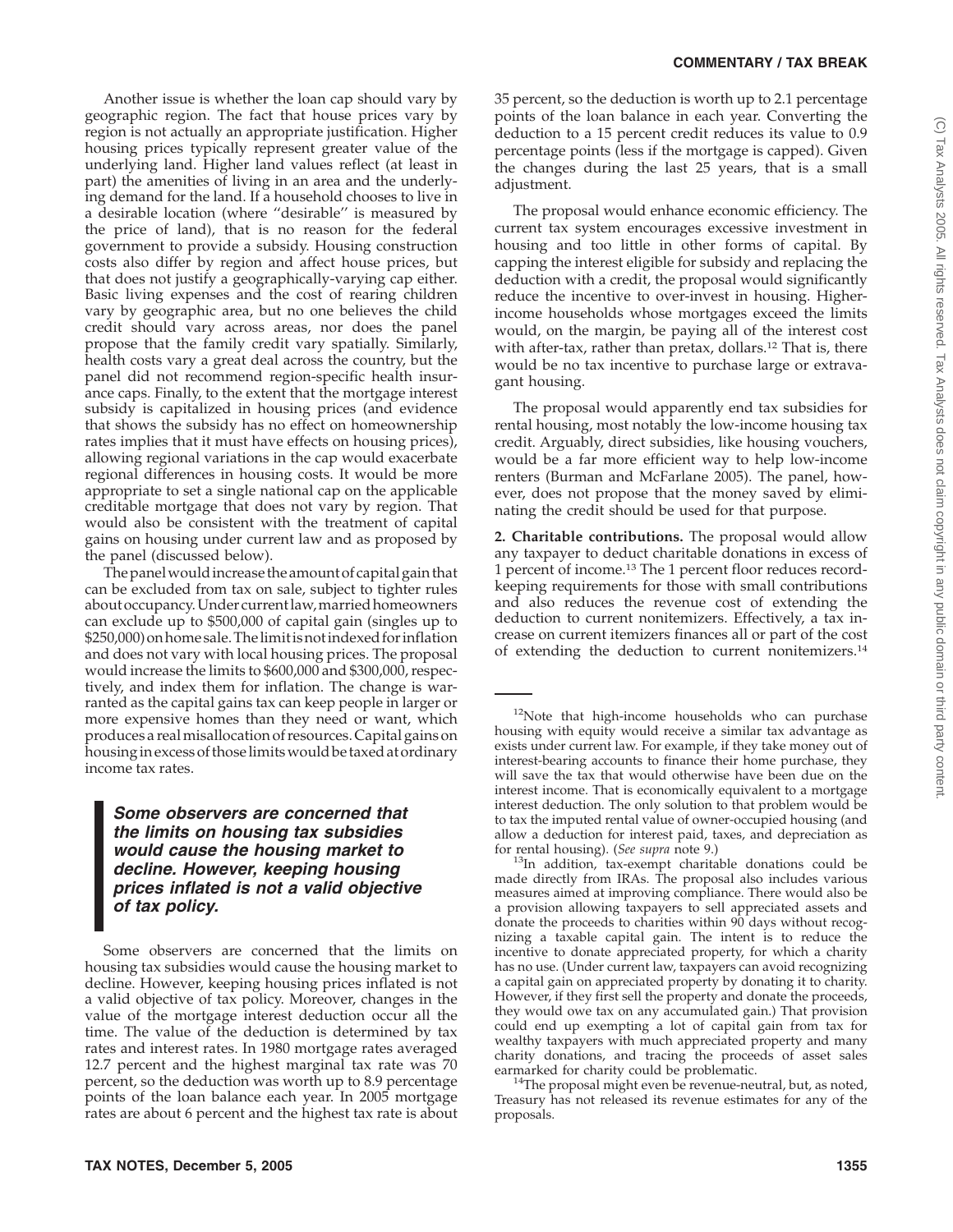Another issue is whether the loan cap should vary by geographic region. The fact that house prices vary by region is not actually an appropriate justification. Higher housing prices typically represent greater value of the underlying land. Higher land values reflect (at least in part) the amenities of living in an area and the underlying demand for the land. If a household chooses to live in a desirable location (where ''desirable'' is measured by the price of land), that is no reason for the federal government to provide a subsidy. Housing construction costs also differ by region and affect house prices, but that does not justify a geographically-varying cap either. Basic living expenses and the cost of rearing children vary by geographic area, but no one believes the child credit should vary across areas, nor does the panel propose that the family credit vary spatially. Similarly, health costs vary a great deal across the country, but the panel did not recommend region-specific health insurance caps. Finally, to the extent that the mortgage interest subsidy is capitalized in housing prices (and evidence that shows the subsidy has no effect on homeownership rates implies that it must have effects on housing prices), allowing regional variations in the cap would exacerbate regional differences in housing costs. It would be more appropriate to set a single national cap on the applicable creditable mortgage that does not vary by region. That would also be consistent with the treatment of capital gains on housing under current law and as proposed by the panel (discussed below).

The panel would increase the amount of capital gain that can be excluded from tax on sale, subject to tighter rules about occupancy. Under current law, married homeowners can exclude up to $500,000 of capital gain (singles up to $250,000) on home sale. The limit is not indexed for inflation and does not vary with local housing prices. The proposal would increase the limits to $600,000 and $300,000, respectively, and index them for inflation. The change is warranted as the capital gains tax can keep people in larger or more expensive homes than they need or want, which produces a real misallocation of resources. Capital gains on housing in excess of those limits would be taxed at ordinary income tax rates.

> ***Some observers are concerned that the limits on housing tax subsidies would cause the housing market to decline. However, keeping housing prices inflated is not a valid objective of tax policy.***

Some observers are concerned that the limits on housing tax subsidies would cause the housing market to decline. However, keeping housing prices inflated is not a valid objective of tax policy. Moreover, changes in the value of the mortgage interest deduction occur all the time. The value of the deduction is determined by tax rates and interest rates. In 1980 mortgage rates averaged 12.7 percent and the highest marginal tax rate was 70 percent, so the deduction was worth up to 8.9 percentage points of the loan balance each year. In 2005 mortgage rates are about 6 percent and the highest tax rate is about 35 percent, so the deduction is worth up to 2.1 percentage points of the loan balance in each year. Converting the deduction to a 15 percent credit reduces its value to 0.9 percentage points (less if the mortgage is capped). Given the changes during the last 25 years, that is a small adjustment.

The proposal would enhance economic efficiency. The current tax system encourages excessive investment in housing and too little in other forms of capital. By capping the interest eligible for subsidy and replacing the deduction with a credit, the proposal would significantly reduce the incentive to over-invest in housing. Higher-income households whose mortgages exceed the limits would, on the margin, be paying all of the interest cost with after-tax, rather than pretax, dollars.[12] That is, there would be no tax incentive to purchase large or extravagant housing.

The proposal would apparently end tax subsidies for rental housing, most notably the low-income housing tax credit. Arguably, direct subsidies, like housing vouchers, would be a far more efficient way to help low-income renters (Burman and McFarlane 2005). The panel, however, does not propose that the money saved by eliminating the credit should be used for that purpose.

**2. Charitable contributions.** The proposal would allow any taxpayer to deduct charitable donations in excess of 1 percent of income.[13] The 1 percent floor reduces recordkeeping requirements for those with small contributions and also reduces the revenue cost of extending the deduction to current nonitemizers. Effectively, a tax increase on current itemizers finances all or part of the cost of extending the deduction to current nonitemizers.[14]

---

[12]Note that high-income households who can purchase housing with equity would receive a similar tax advantage as exists under current law. For example, if they take money out of interest-bearing accounts to finance their home purchase, they will save the tax that would otherwise have been due on the interest income. That is economically equivalent to a mortgage interest deduction. The only solution to that problem would be to tax the imputed rental value of owner-occupied housing (and allow a deduction for interest paid, taxes, and depreciation as for rental housing). (*See supra* note 9.)

[13]In addition, tax-exempt charitable donations could be made directly from IRAs. The proposal also includes various measures aimed at improving compliance. There would also be a provision allowing taxpayers to sell appreciated assets and donate the proceeds to charities within 90 days without recognizing a taxable capital gain. The intent is to reduce the incentive to donate appreciated property, for which a charity has no use. (Under current law, taxpayers can avoid recognizing a capital gain on appreciated property by donating it to charity. However, if they first sell the property and donate the proceeds, they would owe tax on any accumulated gain.) That provision could end up exempting a lot of capital gain from tax for wealthy taxpayers with much appreciated property and many charity donations, and tracing the proceeds of asset sales earmarked for charity could be problematic.

[14]The proposal might even be revenue-neutral, but, as noted, Treasury has not released its revenue estimates for any of the proposals.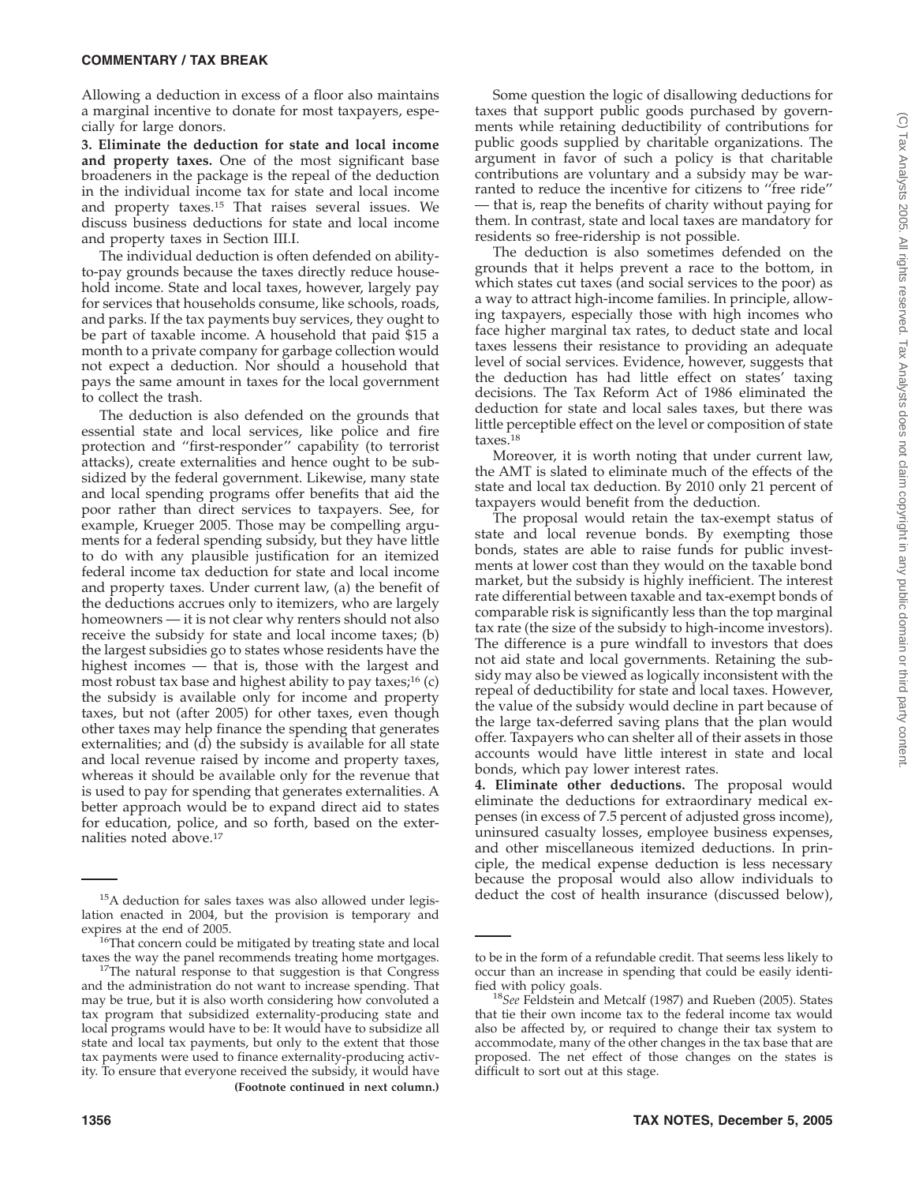Allowing a deduction in excess of a floor also maintains a marginal incentive to donate for most taxpayers, especially for large donors.

**3. Eliminate the deduction for state and local income and property taxes.** One of the most significant base broadeners in the package is the repeal of the deduction in the individual income tax for state and local income and property taxes.[15] That raises several issues. We discuss business deductions for state and local income and property taxes in Section III.I.

The individual deduction is often defended on ability-to-pay grounds because the taxes directly reduce household income. State and local taxes, however, largely pay for services that households consume, like schools, roads, and parks. If the tax payments buy services, they ought to be part of taxable income. A household that paid $15 a month to a private company for garbage collection would not expect a deduction. Nor should a household that pays the same amount in taxes for the local government to collect the trash.

The deduction is also defended on the grounds that essential state and local services, like police and fire protection and ''first-responder'' capability (to terrorist attacks), create externalities and hence ought to be subsidized by the federal government. Likewise, many state and local spending programs offer benefits that aid the poor rather than direct services to taxpayers. See, for example, Krueger 2005. Those may be compelling arguments for a federal spending subsidy, but they have little to do with any plausible justification for an itemized federal income tax deduction for state and local income and property taxes. Under current law, (a) the benefit of the deductions accrues only to itemizers, who are largely homeowners — it is not clear why renters should not also receive the subsidy for state and local income taxes; (b) the largest subsidies go to states whose residents have the highest incomes — that is, those with the largest and most robust tax base and highest ability to pay taxes;[16] (c) the subsidy is available only for income and property taxes, but not (after 2005) for other taxes, even though other taxes may help finance the spending that generates externalities; and (d) the subsidy is available for all state and local revenue raised by income and property taxes, whereas it should be available only for the revenue that is used to pay for spending that generates externalities. A better approach would be to expand direct aid to states for education, police, and so forth, based on the externalities noted above.[17]

Some question the logic of disallowing deductions for taxes that support public goods purchased by governments while retaining deductibility of contributions for public goods supplied by charitable organizations. The argument in favor of such a policy is that charitable contributions are voluntary and a subsidy may be warranted to reduce the incentive for citizens to ''free ride'' — that is, reap the benefits of charity without paying for them. In contrast, state and local taxes are mandatory for residents so free-ridership is not possible.

The deduction is also sometimes defended on the grounds that it helps prevent a race to the bottom, in which states cut taxes (and social services to the poor) as a way to attract high-income families. In principle, allowing taxpayers, especially those with high incomes who face higher marginal tax rates, to deduct state and local taxes lessens their resistance to providing an adequate level of social services. Evidence, however, suggests that the deduction has had little effect on states' taxing decisions. The Tax Reform Act of 1986 eliminated the deduction for state and local sales taxes, but there was little perceptible effect on the level or composition of state taxes.[18]

Moreover, it is worth noting that under current law, the AMT is slated to eliminate much of the effects of the state and local tax deduction. By 2010 only 21 percent of taxpayers would benefit from the deduction.

The proposal would retain the tax-exempt status of state and local revenue bonds. By exempting those bonds, states are able to raise funds for public investments at lower cost than they would on the taxable bond market, but the subsidy is highly inefficient. The interest rate differential between taxable and tax-exempt bonds of comparable risk is significantly less than the top marginal tax rate (the size of the subsidy to high-income investors). The difference is a pure windfall to investors that does not aid state and local governments. Retaining the subsidy may also be viewed as logically inconsistent with the repeal of deductibility for state and local taxes. However, the value of the subsidy would decline in part because of the large tax-deferred saving plans that the plan would offer. Taxpayers who can shelter all of their assets in those accounts would have little interest in state and local bonds, which pay lower interest rates.

**4. Eliminate other deductions.** The proposal would eliminate the deductions for extraordinary medical expenses (in excess of 7.5 percent of adjusted gross income), uninsured casualty losses, employee business expenses, and other miscellaneous itemized deductions. In principle, the medical expense deduction is less necessary because the proposal would also allow individuals to deduct the cost of health insurance (discussed below),

---

[15]A deduction for sales taxes was also allowed under legislation enacted in 2004, but the provision is temporary and expires at the end of 2005.

[16]That concern could be mitigated by treating state and local taxes the way the panel recommends treating home mortgages.

[17]The natural response to that suggestion is that Congress and the administration do not want to increase spending. That may be true, but it is also worth considering how convoluted a tax program that subsidized externality-producing state and local programs would have to be: It would have to subsidize all state and local tax payments, but only to the extent that those tax payments were used to finance externality-producing activity. To ensure that everyone received the subsidy, it would have to be in the form of a refundable credit. That seems less likely to occur than an increase in spending that could be easily identified with policy goals.

[18]*See* Feldstein and Metcalf (1987) and Rueben (2005). States that tie their own income tax to the federal income tax would also be affected by, or required to change their tax system to accommodate, many of the other changes in the tax base that are proposed. The net effect of those changes on the states is difficult to sort out at this stage.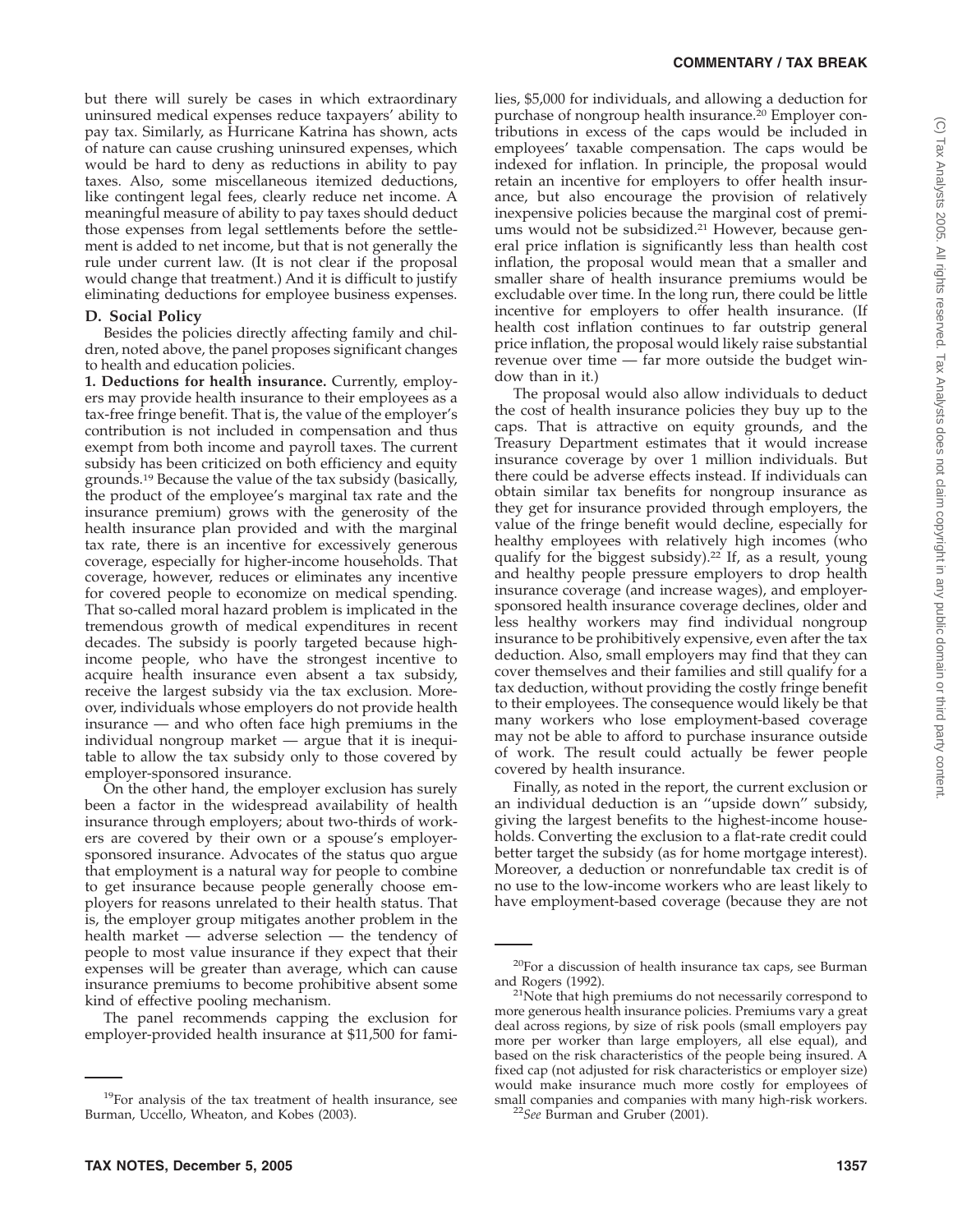but there will surely be cases in which extraordinary uninsured medical expenses reduce taxpayers' ability to pay tax. Similarly, as Hurricane Katrina has shown, acts of nature can cause crushing uninsured expenses, which would be hard to deny as reductions in ability to pay taxes. Also, some miscellaneous itemized deductions, like contingent legal fees, clearly reduce net income. A meaningful measure of ability to pay taxes should deduct those expenses from legal settlements before the settlement is added to net income, but that is not generally the rule under current law. (It is not clear if the proposal would change that treatment.) And it is difficult to justify eliminating deductions for employee business expenses.

### D. Social Policy

Besides the policies directly affecting family and children, noted above, the panel proposes significant changes to health and education policies.

**1. Deductions for health insurance.** Currently, employers may provide health insurance to their employees as a tax-free fringe benefit. That is, the value of the employer's contribution is not included in compensation and thus exempt from both income and payroll taxes. The current subsidy has been criticized on both efficiency and equity grounds.[19] Because the value of the tax subsidy (basically, the product of the employee's marginal tax rate and the insurance premium) grows with the generosity of the health insurance plan provided and with the marginal tax rate, there is an incentive for excessively generous coverage, especially for higher-income households. That coverage, however, reduces or eliminates any incentive for covered people to economize on medical spending. That so-called moral hazard problem is implicated in the tremendous growth of medical expenditures in recent decades. The subsidy is poorly targeted because high-income people, who have the strongest incentive to acquire health insurance even absent a tax subsidy, receive the largest subsidy via the tax exclusion. Moreover, individuals whose employers do not provide health insurance — and who often face high premiums in the individual nongroup market — argue that it is inequitable to allow the tax subsidy only to those covered by employer-sponsored insurance.

On the other hand, the employer exclusion has surely been a factor in the widespread availability of health insurance through employers; about two-thirds of workers are covered by their own or a spouse's employer-sponsored insurance. Advocates of the status quo argue that employment is a natural way for people to combine to get insurance because people generally choose employers for reasons unrelated to their health status. That is, the employer group mitigates another problem in the health market — adverse selection — the tendency of people to most value insurance if they expect that their expenses will be greater than average, which can cause insurance premiums to become prohibitive absent some kind of effective pooling mechanism.

The panel recommends capping the exclusion for employer-provided health insurance at $11,500 for families, $5,000 for individuals, and allowing a deduction for purchase of nongroup health insurance.[20] Employer contributions in excess of the caps would be included in employees' taxable compensation. The caps would be indexed for inflation. In principle, the proposal would retain an incentive for employers to offer health insurance, but also encourage the provision of relatively inexpensive policies because the marginal cost of premiums would not be subsidized.[21] However, because general price inflation is significantly less than health cost inflation, the proposal would mean that a smaller and smaller share of health insurance premiums would be excludable over time. In the long run, there could be little incentive for employers to offer health insurance. (If health cost inflation continues to far outstrip general price inflation, the proposal would likely raise substantial revenue over time — far more outside the budget window than in it.)

The proposal would also allow individuals to deduct the cost of health insurance policies they buy up to the caps. That is attractive on equity grounds, and the Treasury Department estimates that it would increase insurance coverage by over 1 million individuals. But there could be adverse effects instead. If individuals can obtain similar tax benefits for nongroup insurance as they get for insurance provided through employers, the value of the fringe benefit would decline, especially for healthy employees with relatively high incomes (who qualify for the biggest subsidy).[22] If, as a result, young and healthy people pressure employers to drop health insurance coverage (and increase wages), and employer-sponsored health insurance coverage declines, older and less healthy workers may find individual nongroup insurance to be prohibitively expensive, even after the tax deduction. Also, small employers may find that they can cover themselves and their families and still qualify for a tax deduction, without providing the costly fringe benefit to their employees. The consequence would likely be that many workers who lose employment-based coverage may not be able to afford to purchase insurance outside of work. The result could actually be fewer people covered by health insurance.

Finally, as noted in the report, the current exclusion or an individual deduction is an "upside down" subsidy, giving the largest benefits to the highest-income households. Converting the exclusion to a flat-rate credit could better target the subsidy (as for home mortgage interest). Moreover, a deduction or nonrefundable tax credit is of no use to the low-income workers who are least likely to have employment-based coverage (because they are not

---

[19]For analysis of the tax treatment of health insurance, see Burman, Uccello, Wheaton, and Kobes (2003).

[20]For a discussion of health insurance tax caps, see Burman and Rogers (1992).

[21]Note that high premiums do not necessarily correspond to more generous health insurance policies. Premiums vary a great deal across regions, by size of risk pools (small employers pay more per worker than large employers, all else equal), and based on the risk characteristics of the people being insured. A fixed cap (not adjusted for risk characteristics or employer size) would make insurance much more costly for employees of small companies and companies with many high-risk workers.

[22]*See* Burman and Gruber (2001).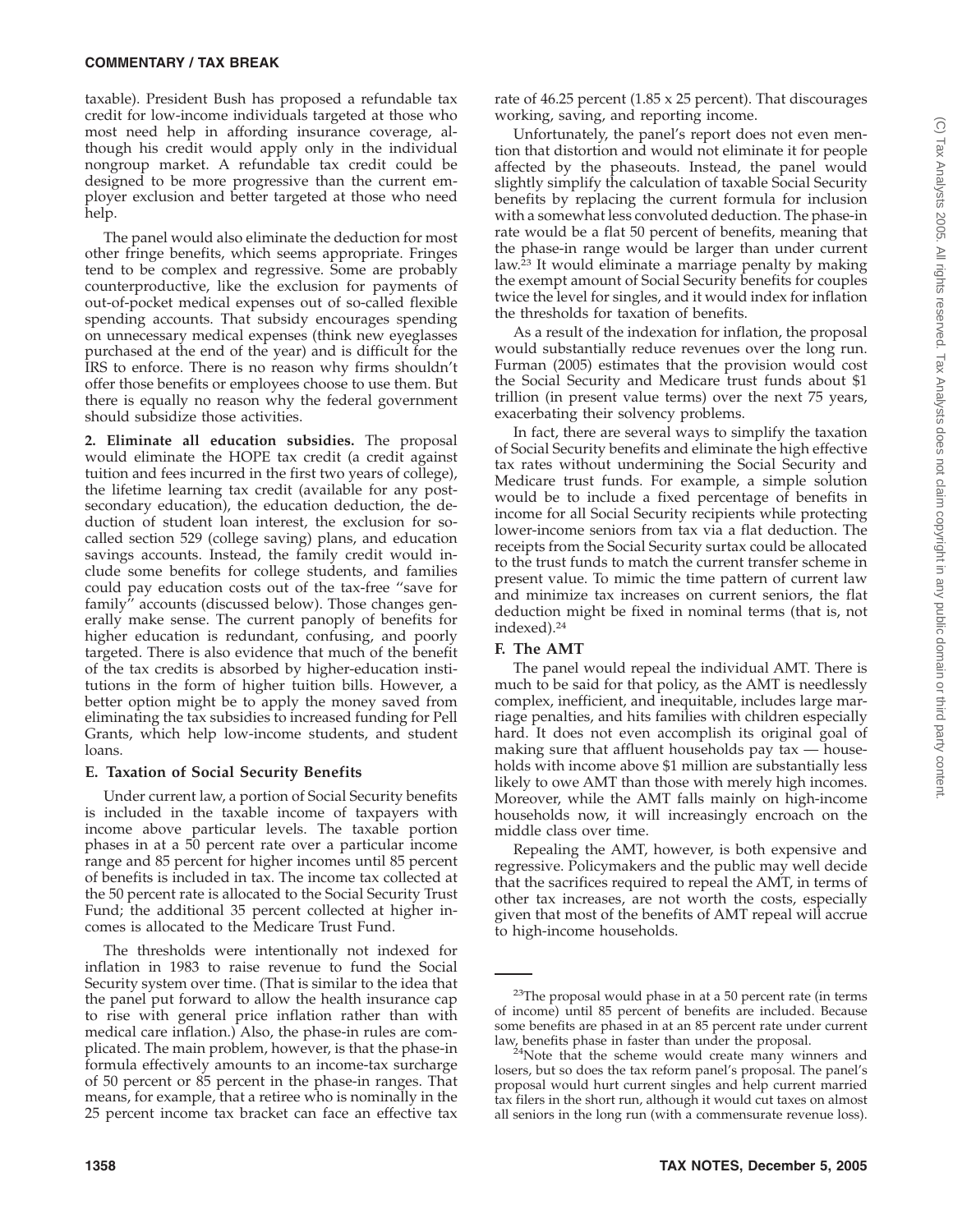taxable). President Bush has proposed a refundable tax credit for low-income individuals targeted at those who most need help in affording insurance coverage, although his credit would apply only in the individual nongroup market. A refundable tax credit could be designed to be more progressive than the current employer exclusion and better targeted at those who need help.

The panel would also eliminate the deduction for most other fringe benefits, which seems appropriate. Fringes tend to be complex and regressive. Some are probably counterproductive, like the exclusion for payments of out-of-pocket medical expenses out of so-called flexible spending accounts. That subsidy encourages spending on unnecessary medical expenses (think new eyeglasses purchased at the end of the year) and is difficult for the IRS to enforce. There is no reason why firms shouldn't offer those benefits or employees choose to use them. But there is equally no reason why the federal government should subsidize those activities.

**2. Eliminate all education subsidies.** The proposal would eliminate the HOPE tax credit (a credit against tuition and fees incurred in the first two years of college), the lifetime learning tax credit (available for any postsecondary education), the education deduction, the deduction of student loan interest, the exclusion for so-called section 529 (college saving) plans, and education savings accounts. Instead, the family credit would include some benefits for college students, and families could pay education costs out of the tax-free "save for family" accounts (discussed below). Those changes generally make sense. The current panoply of benefits for higher education is redundant, confusing, and poorly targeted. There is also evidence that much of the benefit of the tax credits is absorbed by higher-education institutions in the form of higher tuition bills. However, a better option might be to apply the money saved from eliminating the tax subsidies to increased funding for Pell Grants, which help low-income students, and student loans.

### E. Taxation of Social Security Benefits

Under current law, a portion of Social Security benefits is included in the taxable income of taxpayers with income above particular levels. The taxable portion phases in at a 50 percent rate over a particular income range and 85 percent for higher incomes until 85 percent of benefits is included in tax. The income tax collected at the 50 percent rate is allocated to the Social Security Trust Fund; the additional 35 percent collected at higher incomes is allocated to the Medicare Trust Fund.

The thresholds were intentionally not indexed for inflation in 1983 to raise revenue to fund the Social Security system over time. (That is similar to the idea that the panel put forward to allow the health insurance cap to rise with general price inflation rather than with medical care inflation.) Also, the phase-in rules are complicated. The main problem, however, is that the phase-in formula effectively amounts to an income-tax surcharge of 50 percent or 85 percent in the phase-in ranges. That means, for example, that a retiree who is nominally in the 25 percent income tax bracket can face an effective tax rate of 46.25 percent (1.85 x 25 percent). That discourages working, saving, and reporting income.

Unfortunately, the panel's report does not even mention that distortion and would not eliminate it for people affected by the phaseouts. Instead, the panel would slightly simplify the calculation of taxable Social Security benefits by replacing the current formula for inclusion with a somewhat less convoluted deduction. The phase-in rate would be a flat 50 percent of benefits, meaning that the phase-in range would be larger than under current law.[23] It would eliminate a marriage penalty by making the exempt amount of Social Security benefits for couples twice the level for singles, and it would index for inflation the thresholds for taxation of benefits.

As a result of the indexation for inflation, the proposal would substantially reduce revenues over the long run. Furman (2005) estimates that the provision would cost the Social Security and Medicare trust funds about $1 trillion (in present value terms) over the next 75 years, exacerbating their solvency problems.

In fact, there are several ways to simplify the taxation of Social Security benefits and eliminate the high effective tax rates without undermining the Social Security and Medicare trust funds. For example, a simple solution would be to include a fixed percentage of benefits in income for all Social Security recipients while protecting lower-income seniors from tax via a flat deduction. The receipts from the Social Security surtax could be allocated to the trust funds to match the current transfer scheme in present value. To mimic the time pattern of current law and minimize tax increases on current seniors, the flat deduction might be fixed in nominal terms (that is, not indexed).[24]

### F. The AMT

The panel would repeal the individual AMT. There is much to be said for that policy, as the AMT is needlessly complex, inefficient, and inequitable, includes large marriage penalties, and hits families with children especially hard. It does not even accomplish its original goal of making sure that affluent households pay tax — households with income above $1 million are substantially less likely to owe AMT than those with merely high incomes. Moreover, while the AMT falls mainly on high-income households now, it will increasingly encroach on the middle class over time.

Repealing the AMT, however, is both expensive and regressive. Policymakers and the public may well decide that the sacrifices required to repeal the AMT, in terms of other tax increases, are not worth the costs, especially given that most of the benefits of AMT repeal will accrue to high-income households.

---

[23]The proposal would phase in at a 50 percent rate (in terms of income) until 85 percent of benefits are included. Because some benefits are phased in at an 85 percent rate under current law, benefits phase in faster than under the proposal.

[24]Note that the scheme would create many winners and losers, but so does the tax reform panel's proposal. The panel's proposal would hurt current singles and help current married tax filers in the short run, although it would cut taxes on almost all seniors in the long run (with a commensurate revenue loss).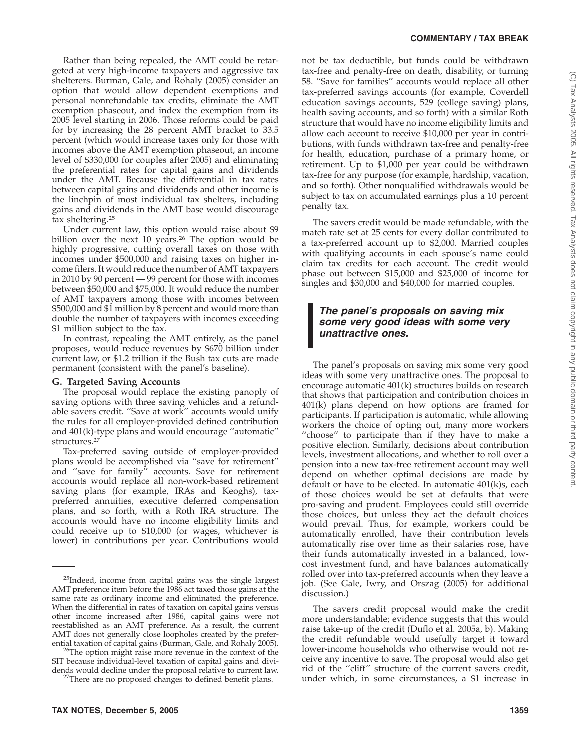Rather than being repealed, the AMT could be retargeted at very high-income taxpayers and aggressive tax shelterers. Burman, Gale, and Rohaly (2005) consider an option that would allow dependent exemptions and personal nonrefundable tax credits, eliminate the AMT exemption phaseout, and index the exemption from its 2005 level starting in 2006. Those reforms could be paid for by increasing the 28 percent AMT bracket to 33.5 percent (which would increase taxes only for those with incomes above the AMT exemption phaseout, an income level of $330,000 for couples after 2005) and eliminating the preferential rates for capital gains and dividends under the AMT. Because the differential in tax rates between capital gains and dividends and other income is the linchpin of most individual tax shelters, including gains and dividends in the AMT base would discourage tax sheltering.[25]

Under current law, this option would raise about $9 billion over the next 10 years.[26] The option would be highly progressive, cutting overall taxes on those with incomes under $500,000 and raising taxes on higher income filers. It would reduce the number of AMT taxpayers in 2010 by 90 percent — 99 percent for those with incomes between $50,000 and $75,000. It would reduce the number of AMT taxpayers among those with incomes between $500,000 and $1 million by 8 percent and would more than double the number of taxpayers with incomes exceeding $1 million subject to the tax.

In contrast, repealing the AMT entirely, as the panel proposes, would reduce revenues by $670 billion under current law, or $1.2 trillion if the Bush tax cuts are made permanent (consistent with the panel's baseline).

**G. Targeted Saving Accounts**

The proposal would replace the existing panoply of saving options with three saving vehicles and a refundable savers credit. ''Save at work'' accounts would unify the rules for all employer-provided defined contribution and 401(k)-type plans and would encourage ''automatic'' structures.[27]

Tax-preferred saving outside of employer-provided plans would be accomplished via ''save for retirement'' and ''save for family'' accounts. Save for retirement accounts would replace all non-work-based retirement saving plans (for example, IRAs and Keoghs), tax-preferred annuities, executive deferred compensation plans, and so forth, with a Roth IRA structure. The accounts would have no income eligibility limits and could receive up to $10,000 (or wages, whichever is lower) in contributions per year. Contributions would not be tax deductible, but funds could be withdrawn tax-free and penalty-free on death, disability, or turning 58. ''Save for families'' accounts would replace all other tax-preferred savings accounts (for example, Coverdell education savings accounts, 529 (college saving) plans, health saving accounts, and so forth) with a similar Roth structure that would have no income eligibility limits and allow each account to receive $10,000 per year in contributions, with funds withdrawn tax-free and penalty-free for health, education, purchase of a primary home, or retirement. Up to $1,000 per year could be withdrawn tax-free for any purpose (for example, hardship, vacation, and so forth). Other nonqualified withdrawals would be subject to tax on accumulated earnings plus a 10 percent penalty tax.

The savers credit would be made refundable, with the match rate set at 25 cents for every dollar contributed to a tax-preferred account up to $2,000. Married couples with qualifying accounts in each spouse's name could claim tax credits for each account. The credit would phase out between $15,000 and $25,000 of income for singles and $30,000 and $40,000 for married couples.

> ***The panel's proposals on saving mix some very good ideas with some very unattractive ones.***

The panel's proposals on saving mix some very good ideas with some very unattractive ones. The proposal to encourage automatic 401(k) structures builds on research that shows that participation and contribution choices in 401(k) plans depend on how options are framed for participants. If participation is automatic, while allowing workers the choice of opting out, many more workers ''choose'' to participate than if they have to make a positive election. Similarly, decisions about contribution levels, investment allocations, and whether to roll over a pension into a new tax-free retirement account may well depend on whether optimal decisions are made by default or have to be elected. In automatic 401(k)s, each of those choices would be set at defaults that were pro-saving and prudent. Employees could still override those choices, but unless they act the default choices would prevail. Thus, for example, workers could be automatically enrolled, have their contribution levels automatically rise over time as their salaries rose, have their funds automatically invested in a balanced, low-cost investment fund, and have balances automatically rolled over into tax-preferred accounts when they leave a job. (See Gale, Iwry, and Orszag (2005) for additional discussion.)

The savers credit proposal would make the credit more understandable; evidence suggests that this would raise take-up of the credit (Duflo et al. 2005a, b). Making the credit refundable would usefully target it toward lower-income households who otherwise would not receive any incentive to save. The proposal would also get rid of the ''cliff'' structure of the current savers credit, under which, in some circumstances, a $1 increase in

---

[25]Indeed, income from capital gains was the single largest AMT preference item before the 1986 act taxed those gains at the same rate as ordinary income and eliminated the preference. When the differential in rates of taxation on capital gains versus other income increased after 1986, capital gains were not reestablished as an AMT preference. As a result, the current AMT does not generally close loopholes created by the preferential taxation of capital gains (Burman, Gale, and Rohaly 2005).

[26]The option might raise more revenue in the context of the SIT because individual-level taxation of capital gains and dividends would decline under the proposal relative to current law.

[27]There are no proposed changes to defined benefit plans.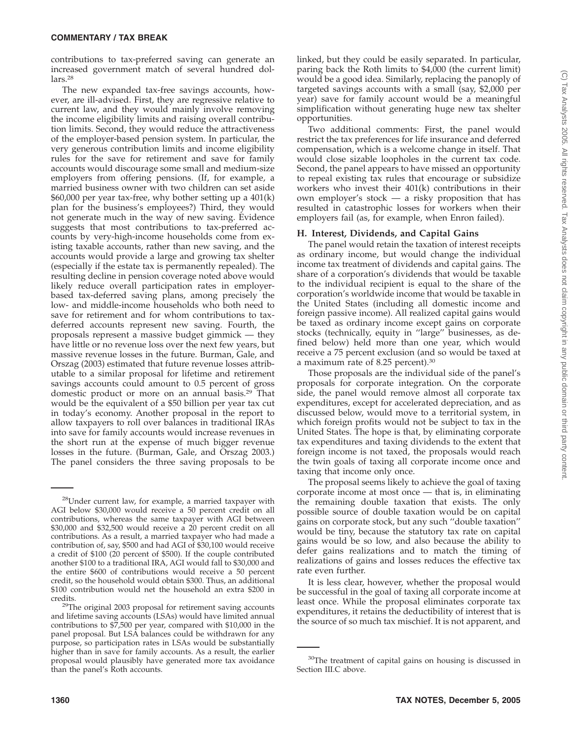contributions to tax-preferred saving can generate an increased government match of several hundred dollars.[28]

The new expanded tax-free savings accounts, however, are ill-advised. First, they are regressive relative to current law, and they would mainly involve removing the income eligibility limits and raising overall contribution limits. Second, they would reduce the attractiveness of the employer-based pension system. In particular, the very generous contribution limits and income eligibility rules for the save for retirement and save for family accounts would discourage some small and medium-size employers from offering pensions. (If, for example, a married business owner with two children can set aside $60,000 per year tax-free, why bother setting up a 401(k) plan for the business's employees?) Third, they would not generate much in the way of new saving. Evidence suggests that most contributions to tax-preferred accounts by very-high-income households come from existing taxable accounts, rather than new saving, and the accounts would provide a large and growing tax shelter (especially if the estate tax is permanently repealed). The resulting decline in pension coverage noted above would likely reduce overall participation rates in employer-based tax-deferred saving plans, among precisely the low- and middle-income households who both need to save for retirement and for whom contributions to tax-deferred accounts represent new saving. Fourth, the proposals represent a massive budget gimmick — they have little or no revenue loss over the next few years, but massive revenue losses in the future. Burman, Gale, and Orszag (2003) estimated that future revenue losses attributable to a similar proposal for lifetime and retirement savings accounts could amount to 0.5 percent of gross domestic product or more on an annual basis.[29] That would be the equivalent of a $50 billion per year tax cut in today's economy. Another proposal in the report to allow taxpayers to roll over balances in traditional IRAs into save for family accounts would increase revenues in the short run at the expense of much bigger revenue losses in the future. (Burman, Gale, and Orszag 2003.) The panel considers the three saving proposals to be linked, but they could be easily separated. In particular, paring back the Roth limits to $4,000 (the current limit) would be a good idea. Similarly, replacing the panoply of targeted savings accounts with a small (say, $2,000 per year) save for family account would be a meaningful simplification without generating huge new tax shelter opportunities.

Two additional comments: First, the panel would restrict the tax preferences for life insurance and deferred compensation, which is a welcome change in itself. That would close sizable loopholes in the current tax code. Second, the panel appears to have missed an opportunity to repeal existing tax rules that encourage or subsidize workers who invest their 401(k) contributions in their own employer's stock — a risky proposition that has resulted in catastrophic losses for workers when their employers fail (as, for example, when Enron failed).

### H. Interest, Dividends, and Capital Gains

The panel would retain the taxation of interest receipts as ordinary income, but would change the individual income tax treatment of dividends and capital gains. The share of a corporation's dividends that would be taxable to the individual recipient is equal to the share of the corporation's worldwide income that would be taxable in the United States (including all domestic income and foreign passive income). All realized capital gains would be taxed as ordinary income except gains on corporate stocks (technically, equity in "large" businesses, as defined below) held more than one year, which would receive a 75 percent exclusion (and so would be taxed at a maximum rate of 8.25 percent).[30]

Those proposals are the individual side of the panel's proposals for corporate integration. On the corporate side, the panel would remove almost all corporate tax expenditures, except for accelerated depreciation, and as discussed below, would move to a territorial system, in which foreign profits would not be subject to tax in the United States. The hope is that, by eliminating corporate tax expenditures and taxing dividends to the extent that foreign income is not taxed, the proposals would reach the twin goals of taxing all corporate income once and taxing that income only once.

The proposal seems likely to achieve the goal of taxing corporate income at most once — that is, in eliminating the remaining double taxation that exists. The only possible source of double taxation would be on capital gains on corporate stock, but any such "double taxation" would be tiny, because the statutory tax rate on capital gains would be so low, and also because the ability to defer gains realizations and to match the timing of realizations of gains and losses reduces the effective tax rate even further.

It is less clear, however, whether the proposal would be successful in the goal of taxing all corporate income at least once. While the proposal eliminates corporate tax expenditures, it retains the deductibility of interest that is the source of so much tax mischief. It is not apparent, and

---

[28]Under current law, for example, a married taxpayer with AGI below $30,000 would receive a 50 percent credit on all contributions, whereas the same taxpayer with AGI between $30,000 and $32,500 would receive a 20 percent credit on all contributions. As a result, a married taxpayer who had made a contribution of, say, $500 and had AGI of $30,100 would receive a credit of $100 (20 percent of $500). If the couple contributed another $100 to a traditional IRA, AGI would fall to $30,000 and the entire $600 of contributions would receive a 50 percent credit, so the household would obtain $300. Thus, an additional $100 contribution would net the household an extra $200 in credits.

[29]The original 2003 proposal for retirement saving accounts and lifetime saving accounts (LSAs) would have limited annual contributions to $7,500 per year, compared with $10,000 in the panel proposal. But LSA balances could be withdrawn for any purpose, so participation rates in LSAs would be substantially higher than in save for family accounts. As a result, the earlier proposal would plausibly have generated more tax avoidance than the panel's Roth accounts.

[30]The treatment of capital gains on housing is discussed in Section III.C above.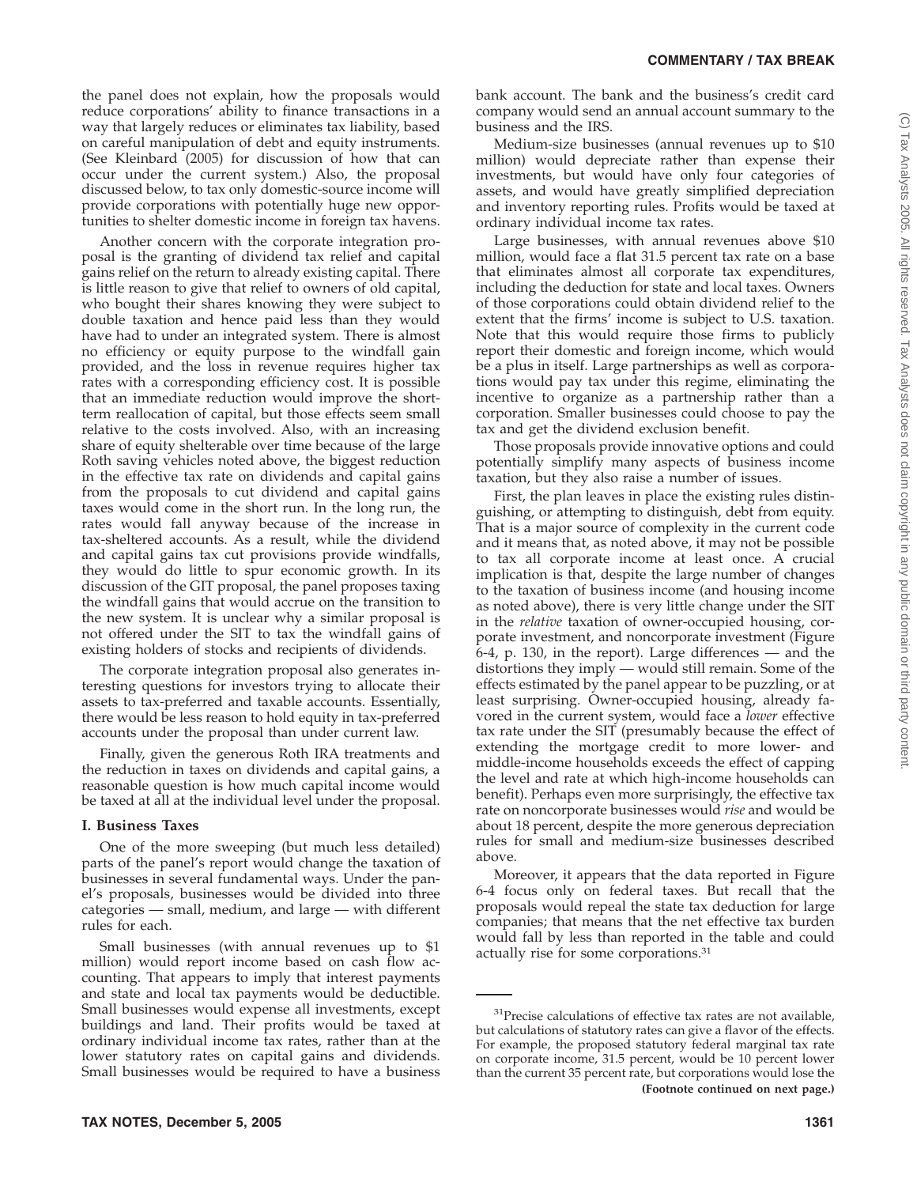the panel does not explain, how the proposals would reduce corporations' ability to finance transactions in a way that largely reduces or eliminates tax liability, based on careful manipulation of debt and equity instruments. (See Kleinbard (2005) for discussion of how that can occur under the current system.) Also, the proposal discussed below, to tax only domestic-source income will provide corporations with potentially huge new opportunities to shelter domestic income in foreign tax havens.

Another concern with the corporate integration proposal is the granting of dividend tax relief and capital gains relief on the return to already existing capital. There is little reason to give that relief to owners of old capital, who bought their shares knowing they were subject to double taxation and hence paid less than they would have had to under an integrated system. There is almost no efficiency or equity purpose to the windfall gain provided, and the loss in revenue requires higher tax rates with a corresponding efficiency cost. It is possible that an immediate reduction would improve the short-term reallocation of capital, but those effects seem small relative to the costs involved. Also, with an increasing share of equity shelterable over time because of the large Roth saving vehicles noted above, the biggest reduction in the effective tax rate on dividends and capital gains from the proposals to cut dividend and capital gains taxes would come in the short run. In the long run, the rates would fall anyway because of the increase in tax-sheltered accounts. As a result, while the dividend and capital gains tax cut provisions provide windfalls, they would do little to spur economic growth. In its discussion of the GIT proposal, the panel proposes taxing the windfall gains that would accrue on the transition to the new system. It is unclear why a similar proposal is not offered under the SIT to tax the windfall gains of existing holders of stocks and recipients of dividends.

The corporate integration proposal also generates interesting questions for investors trying to allocate their assets to tax-preferred and taxable accounts. Essentially, there would be less reason to hold equity in tax-preferred accounts under the proposal than under current law.

Finally, given the generous Roth IRA treatments and the reduction in taxes on dividends and capital gains, a reasonable question is how much capital income would be taxed at all at the individual level under the proposal.

## I. Business Taxes

One of the more sweeping (but much less detailed) parts of the panel's report would change the taxation of businesses in several fundamental ways. Under the panel's proposals, businesses would be divided into three categories — small, medium, and large — with different rules for each.

Small businesses (with annual revenues up to $1 million) would report income based on cash flow accounting. That appears to imply that interest payments and state and local tax payments would be deductible. Small businesses would expense all investments, except buildings and land. Their profits would be taxed at ordinary individual income tax rates, rather than at the lower statutory rates on capital gains and dividends. Small businesses would be required to have a business bank account. The bank and the business's credit card company would send an annual account summary to the business and the IRS.

Medium-size businesses (annual revenues up to $10 million) would depreciate rather than expense their investments, but would have only four categories of assets, and would have greatly simplified depreciation and inventory reporting rules. Profits would be taxed at ordinary individual income tax rates.

Large businesses, with annual revenues above $10 million, would face a flat 31.5 percent tax rate on a base that eliminates almost all corporate tax expenditures, including the deduction for state and local taxes. Owners of those corporations could obtain dividend relief to the extent that the firms' income is subject to U.S. taxation. Note that this would require those firms to publicly report their domestic and foreign income, which would be a plus in itself. Large partnerships as well as corporations would pay tax under this regime, eliminating the incentive to organize as a partnership rather than a corporation. Smaller businesses could choose to pay the tax and get the dividend exclusion benefit.

Those proposals provide innovative options and could potentially simplify many aspects of business income taxation, but they also raise a number of issues.

First, the plan leaves in place the existing rules distinguishing, or attempting to distinguish, debt from equity. That is a major source of complexity in the current code and it means that, as noted above, it may not be possible to tax all corporate income at least once. A crucial implication is that, despite the large number of changes to the taxation of business income (and housing income as noted above), there is very little change under the SIT in the *relative* taxation of owner-occupied housing, corporate investment, and noncorporate investment (Figure 6-4, p. 130, in the report). Large differences — and the distortions they imply — would still remain. Some of the effects estimated by the panel appear to be puzzling, or at least surprising. Owner-occupied housing, already favored in the current system, would face a *lower* effective tax rate under the SIT (presumably because the effect of extending the mortgage credit to more lower- and middle-income households exceeds the effect of capping the level and rate at which high-income households can benefit). Perhaps even more surprisingly, the effective tax rate on noncorporate businesses would *rise* and would be about 18 percent, despite the more generous depreciation rules for small and medium-size businesses described above.

Moreover, it appears that the data reported in Figure 6-4 focus only on federal taxes. But recall that the proposals would repeal the state tax deduction for large companies; that means that the net effective tax burden would fall by less than reported in the table and could actually rise for some corporations.[31]

---

[31]Precise calculations of effective tax rates are not available, but calculations of statutory rates can give a flavor of the effects. For example, the proposed statutory federal marginal tax rate on corporate income, 31.5 percent, would be 10 percent lower than the current 35 percent rate, but corporations would lose the **(Footnote continued on next page.)**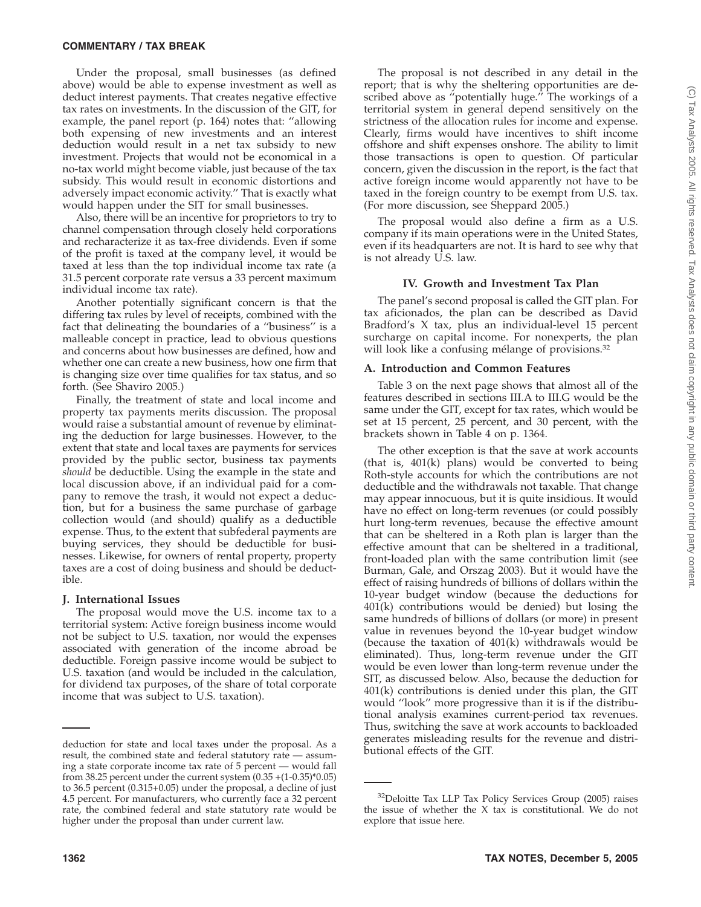Under the proposal, small businesses (as defined above) would be able to expense investment as well as deduct interest payments. That creates negative effective tax rates on investments. In the discussion of the GIT, for example, the panel report (p. 164) notes that: ''allowing both expensing of new investments and an interest deduction would result in a net tax subsidy to new investment. Projects that would not be economical in a no-tax world might become viable, just because of the tax subsidy. This would result in economic distortions and adversely impact economic activity.'' That is exactly what would happen under the SIT for small businesses.

Also, there will be an incentive for proprietors to try to channel compensation through closely held corporations and recharacterize it as tax-free dividends. Even if some of the profit is taxed at the company level, it would be taxed at less than the top individual income tax rate (a 31.5 percent corporate rate versus a 33 percent maximum individual income tax rate).

Another potentially significant concern is that the differing tax rules by level of receipts, combined with the fact that delineating the boundaries of a ''business'' is a malleable concept in practice, lead to obvious questions and concerns about how businesses are defined, how and whether one can create a new business, how one firm that is changing size over time qualifies for tax status, and so forth. (See Shaviro 2005.)

Finally, the treatment of state and local income and property tax payments merits discussion. The proposal would raise a substantial amount of revenue by eliminating the deduction for large businesses. However, to the extent that state and local taxes are payments for services provided by the public sector, business tax payments *should* be deductible. Using the example in the state and local discussion above, if an individual paid for a company to remove the trash, it would not expect a deduction, but for a business the same purchase of garbage collection would (and should) qualify as a deductible expense. Thus, to the extent that subfederal payments are buying services, they should be deductible for businesses. Likewise, for owners of rental property, property taxes are a cost of doing business and should be deductible.

### J. International Issues

The proposal would move the U.S. income tax to a territorial system: Active foreign business income would not be subject to U.S. taxation, nor would the expenses associated with generation of the income abroad be deductible. Foreign passive income would be subject to U.S. taxation (and would be included in the calculation, for dividend tax purposes, of the share of total corporate income that was subject to U.S. taxation).

The proposal is not described in any detail in the report; that is why the sheltering opportunities are described above as ''potentially huge.'' The workings of a territorial system in general depend sensitively on the strictness of the allocation rules for income and expense. Clearly, firms would have incentives to shift income offshore and shift expenses onshore. The ability to limit those transactions is open to question. Of particular concern, given the discussion in the report, is the fact that active foreign income would apparently not have to be taxed in the foreign country to be exempt from U.S. tax. (For more discussion, see Sheppard 2005.)

The proposal would also define a firm as a U.S. company if its main operations were in the United States, even if its headquarters are not. It is hard to see why that is not already U.S. law.

## IV. Growth and Investment Tax Plan

The panel's second proposal is called the GIT plan. For tax aficionados, the plan can be described as David Bradford's X tax, plus an individual-level 15 percent surcharge on capital income. For nonexperts, the plan will look like a confusing mélange of provisions.[32]

### A. Introduction and Common Features

Table 3 on the next page shows that almost all of the features described in sections III.A to III.G would be the same under the GIT, except for tax rates, which would be set at 15 percent, 25 percent, and 30 percent, with the brackets shown in Table 4 on p. 1364.

The other exception is that the save at work accounts (that is, 401(k) plans) would be converted to being Roth-style accounts for which the contributions are not deductible and the withdrawals not taxable. That change may appear innocuous, but it is quite insidious. It would have no effect on long-term revenues (or could possibly hurt long-term revenues, because the effective amount that can be sheltered in a Roth plan is larger than the effective amount that can be sheltered in a traditional, front-loaded plan with the same contribution limit (see Burman, Gale, and Orszag 2003). But it would have the effect of raising hundreds of billions of dollars within the 10-year budget window (because the deductions for 401(k) contributions would be denied) but losing the same hundreds of billions of dollars (or more) in present value in revenues beyond the 10-year budget window (because the taxation of 401(k) withdrawals would be eliminated). Thus, long-term revenue under the GIT would be even lower than long-term revenue under the SIT, as discussed below. Also, because the deduction for 401(k) contributions is denied under this plan, the GIT would ''look'' more progressive than it is if the distributional analysis examines current-period tax revenues. Thus, switching the save at work accounts to backloaded generates misleading results for the revenue and distributional effects of the GIT.

---

deduction for state and local taxes under the proposal. As a result, the combined state and federal statutory rate — assuming a state corporate income tax rate of 5 percent — would fall from 38.25 percent under the current system (0.35 +(1-0.35)*0.05) to 36.5 percent (0.315+0.05) under the proposal, a decline of just 4.5 percent. For manufacturers, who currently face a 32 percent rate, the combined federal and state statutory rate would be higher under the proposal than under current law.

[32]Deloitte Tax LLP Tax Policy Services Group (2005) raises the issue of whether the X tax is constitutional. We do not explore that issue here.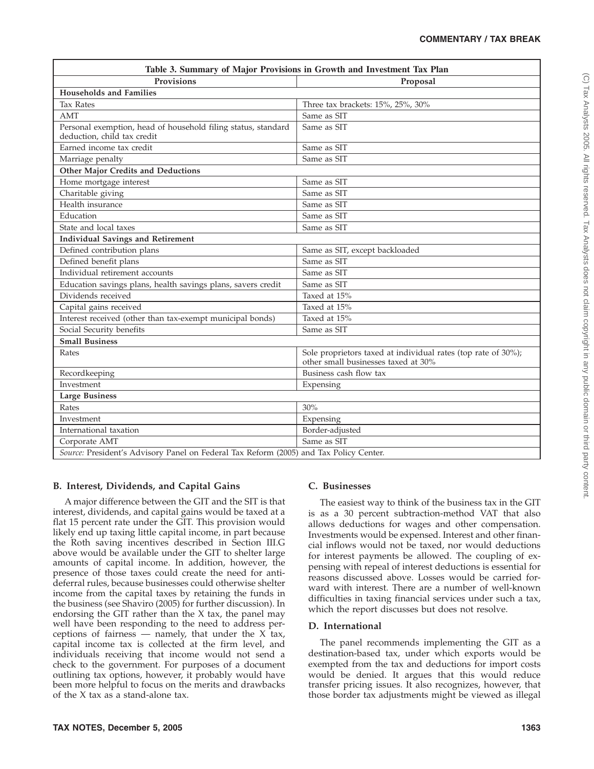| Table 3. Summary of Major Provisions in Growth and Investment Tax Plan | |
|---|---|
| **Provisions** | **Proposal** |
| **Households and Families** | |
| Tax Rates | Three tax brackets: 15%, 25%, 30% |
| AMT | Same as SIT |
| Personal exemption, head of household filing status, standard deduction, child tax credit | Same as SIT |
| Earned income tax credit | Same as SIT |
| Marriage penalty | Same as SIT |
| **Other Major Credits and Deductions** | |
| Home mortgage interest | Same as SIT |
| Charitable giving | Same as SIT |
| Health insurance | Same as SIT |
| Education | Same as SIT |
| State and local taxes | Same as SIT |
| **Individual Savings and Retirement** | |
| Defined contribution plans | Same as SIT, except backloaded |
| Defined benefit plans | Same as SIT |
| Individual retirement accounts | Same as SIT |
| Education savings plans, health savings plans, savers credit | Same as SIT |
| Dividends received | Taxed at 15% |
| Capital gains received | Taxed at 15% |
| Interest received (other than tax-exempt municipal bonds) | Taxed at 15% |
| Social Security benefits | Same as SIT |
| **Small Business** | |
| Rates | Sole proprietors taxed at individual rates (top rate of 30%); other small businesses taxed at 30% |
| Recordkeeping | Business cash flow tax |
| Investment | Expensing |
| **Large Business** | |
| Rates | 30% |
| Investment | Expensing |
| International taxation | Border-adjusted |
| Corporate AMT | Same as SIT |
| *Source:* President's Advisory Panel on Federal Tax Reform (2005) and Tax Policy Center. | |

### B. Interest, Dividends, and Capital Gains

A major difference between the GIT and the SIT is that interest, dividends, and capital gains would be taxed at a flat 15 percent rate under the GIT. This provision would likely end up taxing little capital income, in part because the Roth saving incentives described in Section III.G above would be available under the GIT to shelter large amounts of capital income. In addition, however, the presence of those taxes could create the need for anti-deferral rules, because businesses could otherwise shelter income from the capital taxes by retaining the funds in the business (see Shaviro (2005) for further discussion). In endorsing the GIT rather than the X tax, the panel may well have been responding to the need to address perceptions of fairness — namely, that under the X tax, capital income tax is collected at the firm level, and individuals receiving that income would not send a check to the government. For purposes of a document outlining tax options, however, it probably would have been more helpful to focus on the merits and drawbacks of the X tax as a stand-alone tax.

### C. Businesses

The easiest way to think of the business tax in the GIT is as a 30 percent subtraction-method VAT that also allows deductions for wages and other compensation. Investments would be expensed. Interest and other financial inflows would not be taxed, nor would deductions for interest payments be allowed. The coupling of expensing with repeal of interest deductions is essential for reasons discussed above. Losses would be carried forward with interest. There are a number of well-known difficulties in taxing financial services under such a tax, which the report discusses but does not resolve.

### D. International

The panel recommends implementing the GIT as a destination-based tax, under which exports would be exempted from the tax and deductions for import costs would be denied. It argues that this would reduce transfer pricing issues. It also recognizes, however, that those border tax adjustments might be viewed as illegal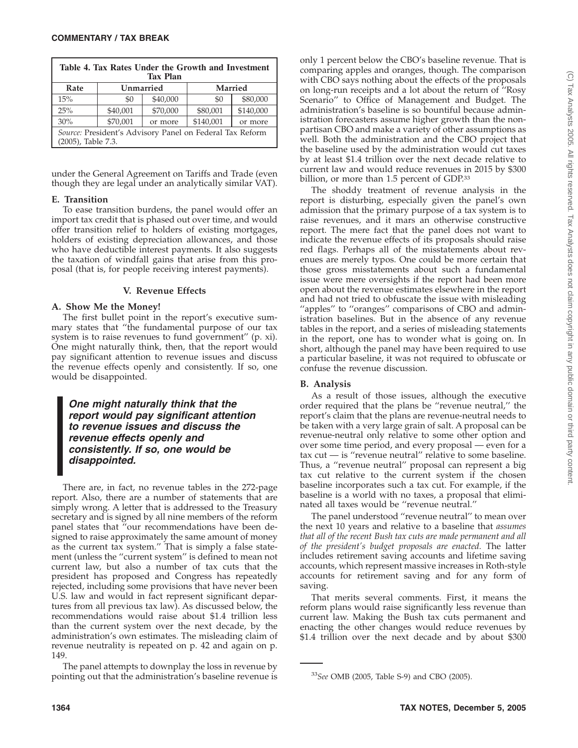| Table 4. Tax Rates Under the Growth and Investment Tax Plan | | | | |
|---|---|---|---|---|
| Rate | Unmarried | | Married | |
| 15% | $0 | $40,000 | $0 | $80,000 |
| 25% | $40,001 | $70,000 | $80,001 | $140,000 |
| 30% | $70,001 | or more | $140,001 | or more |

*Source:* President's Advisory Panel on Federal Tax Reform (2005), Table 7.3.

under the General Agreement on Tariffs and Trade (even though they are legal under an analytically similar VAT).

### E. Transition

To ease transition burdens, the panel would offer an import tax credit that is phased out over time, and would offer transition relief to holders of existing mortgages, holders of existing depreciation allowances, and those who have deductible interest payments. It also suggests the taxation of windfall gains that arise from this proposal (that is, for people receiving interest payments).

## V. Revenue Effects

### A. Show Me the Money!

The first bullet point in the report's executive summary states that "the fundamental purpose of our tax system is to raise revenues to fund government" (p. xi). One might naturally think, then, that the report would pay significant attention to revenue issues and discuss the revenue effects openly and consistently. If so, one would be disappointed.

> ***One might naturally think that the report would pay significant attention to revenue issues and discuss the revenue effects openly and consistently. If so, one would be disappointed.***

There are, in fact, no revenue tables in the 272-page report. Also, there are a number of statements that are simply wrong. A letter that is addressed to the Treasury secretary and is signed by all nine members of the reform panel states that "our recommendations have been designed to raise approximately the same amount of money as the current tax system." That is simply a false statement (unless the "current system" is defined to mean not current law, but also a number of tax cuts that the president has proposed and Congress has repeatedly rejected, including some provisions that have never been U.S. law and would in fact represent significant departures from all previous tax law). As discussed below, the recommendations would raise about $1.4 trillion less than the current system over the next decade, by the administration's own estimates. The misleading claim of revenue neutrality is repeated on p. 42 and again on p. 149.

The panel attempts to downplay the loss in revenue by pointing out that the administration's baseline revenue is only 1 percent below the CBO's baseline revenue. That is comparing apples and oranges, though. The comparison with CBO says nothing about the effects of the proposals on long-run receipts and a lot about the return of "Rosy Scenario" to Office of Management and Budget. The administration's baseline is so bountiful because administration forecasters assume higher growth than the nonpartisan CBO and make a variety of other assumptions as well. Both the administration and the CBO project that the baseline used by the administration would cut taxes by at least $1.4 trillion over the next decade relative to current law and would reduce revenues in 2015 by $300 billion, or more than 1.5 percent of GDP.[33]

The shoddy treatment of revenue analysis in the report is disturbing, especially given the panel's own admission that the primary purpose of a tax system is to raise revenues, and it mars an otherwise constructive report. The mere fact that the panel does not want to indicate the revenue effects of its proposals should raise red flags. Perhaps all of the misstatements about revenues are merely typos. One could be more certain that those gross misstatements about such a fundamental issue were mere oversights if the report had been more open about the revenue estimates elsewhere in the report and had not tried to obfuscate the issue with misleading "apples" to "oranges" comparisons of CBO and administration baselines. But in the absence of any revenue tables in the report, and a series of misleading statements in the report, one has to wonder what is going on. In short, although the panel may have been required to use a particular baseline, it was not required to obfuscate or confuse the revenue discussion.

### B. Analysis

As a result of those issues, although the executive order required that the plans be "revenue neutral," the report's claim that the plans are revenue-neutral needs to be taken with a very large grain of salt. A proposal can be revenue-neutral only relative to some other option and over some time period, and every proposal — even for a tax cut — is "revenue neutral" relative to some baseline. Thus, a "revenue neutral" proposal can represent a big tax cut relative to the current system if the chosen baseline incorporates such a tax cut. For example, if the baseline is a world with no taxes, a proposal that eliminated all taxes would be "revenue neutral."

The panel understood "revenue neutral" to mean over the next 10 years and relative to a baseline that *assumes that all of the recent Bush tax cuts are made permanent and all of the president's budget proposals are enacted.* The latter includes retirement saving accounts and lifetime saving accounts, which represent massive increases in Roth-style accounts for retirement saving and for any form of saving.

That merits several comments. First, it means the reform plans would raise significantly less revenue than current law. Making the Bush tax cuts permanent and enacting the other changes would reduce revenues by $1.4 trillion over the next decade and by about $300

---

[33]*See* OMB (2005, Table S-9) and CBO (2005).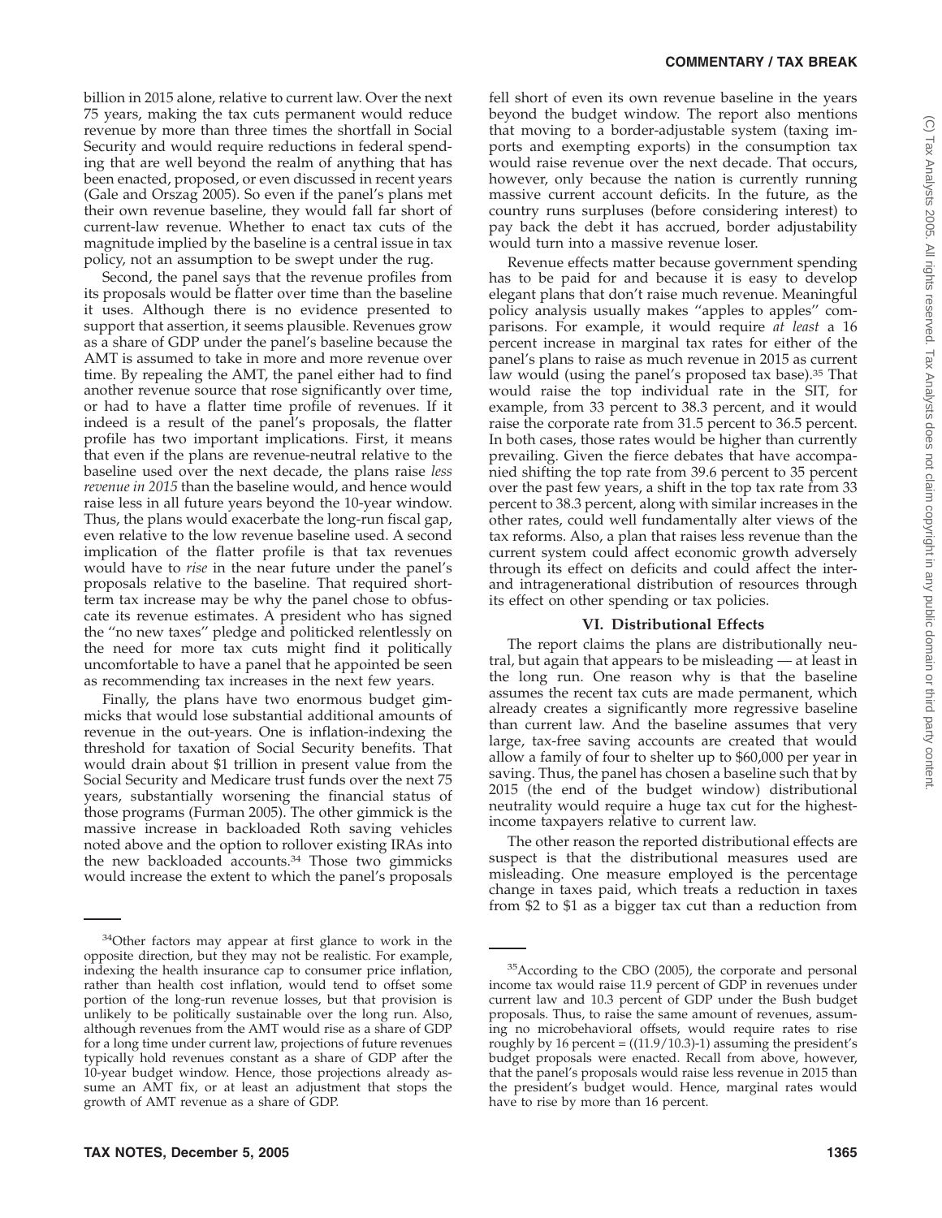billion in 2015 alone, relative to current law. Over the next 75 years, making the tax cuts permanent would reduce revenue by more than three times the shortfall in Social Security and would require reductions in federal spending that are well beyond the realm of anything that has been enacted, proposed, or even discussed in recent years (Gale and Orszag 2005). So even if the panel's plans met their own revenue baseline, they would fall far short of current-law revenue. Whether to enact tax cuts of the magnitude implied by the baseline is a central issue in tax policy, not an assumption to be swept under the rug.

Second, the panel says that the revenue profiles from its proposals would be flatter over time than the baseline it uses. Although there is no evidence presented to support that assertion, it seems plausible. Revenues grow as a share of GDP under the panel's baseline because the AMT is assumed to take in more and more revenue over time. By repealing the AMT, the panel either had to find another revenue source that rose significantly over time, or had to have a flatter time profile of revenues. If it indeed is a result of the panel's proposals, the flatter profile has two important implications. First, it means that even if the plans are revenue-neutral relative to the baseline used over the next decade, the plans raise *less revenue in 2015* than the baseline would, and hence would raise less in all future years beyond the 10-year window. Thus, the plans would exacerbate the long-run fiscal gap, even relative to the low revenue baseline used. A second implication of the flatter profile is that tax revenues would have to *rise* in the near future under the panel's proposals relative to the baseline. That required short-term tax increase may be why the panel chose to obfuscate its revenue estimates. A president who has signed the "no new taxes" pledge and politicked relentlessly on the need for more tax cuts might find it politically uncomfortable to have a panel that he appointed be seen as recommending tax increases in the next few years.

Finally, the plans have two enormous budget gimmicks that would lose substantial additional amounts of revenue in the out-years. One is inflation-indexing the threshold for taxation of Social Security benefits. That would drain about $1 trillion in present value from the Social Security and Medicare trust funds over the next 75 years, substantially worsening the financial status of those programs (Furman 2005). The other gimmick is the massive increase in backloaded Roth saving vehicles noted above and the option to rollover existing IRAs into the new backloaded accounts.[34] Those two gimmicks would increase the extent to which the panel's proposals fell short of even its own revenue baseline in the years beyond the budget window. The report also mentions that moving to a border-adjustable system (taxing imports and exempting exports) in the consumption tax would raise revenue over the next decade. That occurs, however, only because the nation is currently running massive current account deficits. In the future, as the country runs surpluses (before considering interest) to pay back the debt it has accrued, border adjustability would turn into a massive revenue loser.

Revenue effects matter because government spending has to be paid for and because it is easy to develop elegant plans that don't raise much revenue. Meaningful policy analysis usually makes "apples to apples" comparisons. For example, it would require *at least* a 16 percent increase in marginal tax rates for either of the panel's plans to raise as much revenue in 2015 as current law would (using the panel's proposed tax base).[35] That would raise the top individual rate in the SIT, for example, from 33 percent to 38.3 percent, and it would raise the corporate rate from 31.5 percent to 36.5 percent. In both cases, those rates would be higher than currently prevailing. Given the fierce debates that have accompanied shifting the top rate from 39.6 percent to 35 percent over the past few years, a shift in the top tax rate from 33 percent to 38.3 percent, along with similar increases in the other rates, could well fundamentally alter views of the tax reforms. Also, a plan that raises less revenue than the current system could affect economic growth adversely through its effect on deficits and could affect the inter- and intragenerational distribution of resources through its effect on other spending or tax policies.

### VI. Distributional Effects

The report claims the plans are distributionally neutral, but again that appears to be misleading — at least in the long run. One reason why is that the baseline assumes the recent tax cuts are made permanent, which already creates a significantly more regressive baseline than current law. And the baseline assumes that very large, tax-free saving accounts are created that would allow a family of four to shelter up to $60,000 per year in saving. Thus, the panel has chosen a baseline such that by 2015 (the end of the budget window) distributional neutrality would require a huge tax cut for the highest-income taxpayers relative to current law.

The other reason the reported distributional effects are suspect is that the distributional measures used are misleading. One measure employed is the percentage change in taxes paid, which treats a reduction in taxes from $2 to $1 as a bigger tax cut than a reduction from

---

[34] Other factors may appear at first glance to work in the opposite direction, but they may not be realistic. For example, indexing the health insurance cap to consumer price inflation, rather than health cost inflation, would tend to offset some portion of the long-run revenue losses, but that provision is unlikely to be politically sustainable over the long run. Also, although revenues from the AMT would rise as a share of GDP for a long time under current law, projections of future revenues typically hold revenues constant as a share of GDP after the 10-year budget window. Hence, those projections already assume an AMT fix, or at least an adjustment that stops the growth of AMT revenue as a share of GDP.

[35] According to the CBO (2005), the corporate and personal income tax would raise 11.9 percent of GDP in revenues under current law and 10.3 percent of GDP under the Bush budget proposals. Thus, to raise the same amount of revenues, assuming no microbehavioral offsets, would require rates to rise roughly by 16 percent = ((11.9/10.3)-1) assuming the president's budget proposals were enacted. Recall from above, however, that the panel's proposals would raise less revenue in 2015 than the president's budget would. Hence, marginal rates would have to rise by more than 16 percent.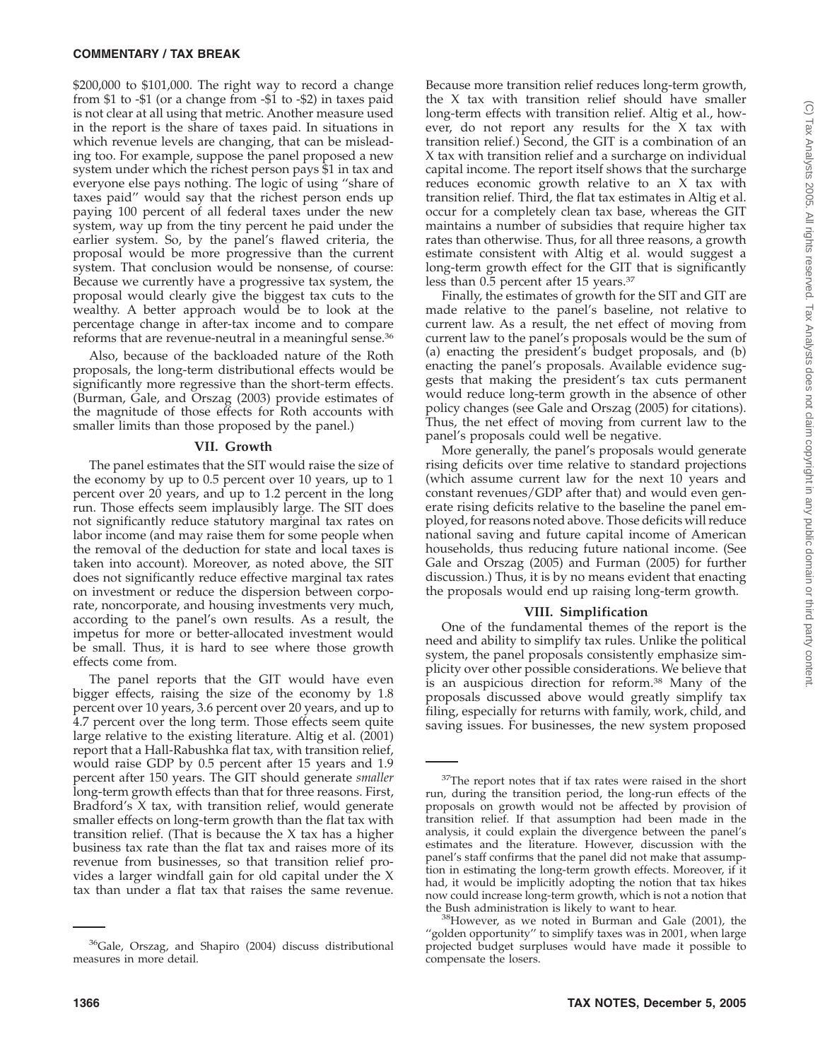$200,000 to $101,000. The right way to record a change from $1 to -$1 (or a change from -$1 to -$2) in taxes paid is not clear at all using that metric. Another measure used in the report is the share of taxes paid. In situations in which revenue levels are changing, that can be misleading too. For example, suppose the panel proposed a new system under which the richest person pays $1 in tax and everyone else pays nothing. The logic of using ''share of taxes paid'' would say that the richest person ends up paying 100 percent of all federal taxes under the new system, way up from the tiny percent he paid under the earlier system. So, by the panel's flawed criteria, the proposal would be more progressive than the current system. That conclusion would be nonsense, of course: Because we currently have a progressive tax system, the proposal would clearly give the biggest tax cuts to the wealthy. A better approach would be to look at the percentage change in after-tax income and to compare reforms that are revenue-neutral in a meaningful sense.[36]

Also, because of the backloaded nature of the Roth proposals, the long-term distributional effects would be significantly more regressive than the short-term effects. (Burman, Gale, and Orszag (2003) provide estimates of the magnitude of those effects for Roth accounts with smaller limits than those proposed by the panel.)

## VII. Growth

The panel estimates that the SIT would raise the size of the economy by up to 0.5 percent over 10 years, up to 1 percent over 20 years, and up to 1.2 percent in the long run. Those effects seem implausibly large. The SIT does not significantly reduce statutory marginal tax rates on labor income (and may raise them for some people when the removal of the deduction for state and local taxes is taken into account). Moreover, as noted above, the SIT does not significantly reduce effective marginal tax rates on investment or reduce the dispersion between corporate, noncorporate, and housing investments very much, according to the panel's own results. As a result, the impetus for more or better-allocated investment would be small. Thus, it is hard to see where those growth effects come from.

The panel reports that the GIT would have even bigger effects, raising the size of the economy by 1.8 percent over 10 years, 3.6 percent over 20 years, and up to 4.7 percent over the long term. Those effects seem quite large relative to the existing literature. Altig et al. (2001) report that a Hall-Rabushka flat tax, with transition relief, would raise GDP by 0.5 percent after 15 years and 1.9 percent after 150 years. The GIT should generate *smaller* long-term growth effects than that for three reasons. First, Bradford's X tax, with transition relief, would generate smaller effects on long-term growth than the flat tax with transition relief. (That is because the X tax has a higher business tax rate than the flat tax and raises more of its revenue from businesses, so that transition relief provides a larger windfall gain for old capital under the X tax than under a flat tax that raises the same revenue. Because more transition relief reduces long-term growth, the X tax with transition relief should have smaller long-term effects with transition relief. Altig et al., however, do not report any results for the X tax with transition relief.) Second, the GIT is a combination of an X tax with transition relief and a surcharge on individual capital income. The report itself shows that the surcharge reduces economic growth relative to an X tax with transition relief. Third, the flat tax estimates in Altig et al. occur for a completely clean tax base, whereas the GIT maintains a number of subsidies that require higher tax rates than otherwise. Thus, for all three reasons, a growth estimate consistent with Altig et al. would suggest a long-term growth effect for the GIT that is significantly less than 0.5 percent after 15 years.[37]

Finally, the estimates of growth for the SIT and GIT are made relative to the panel's baseline, not relative to current law. As a result, the net effect of moving from current law to the panel's proposals would be the sum of (a) enacting the president's budget proposals, and (b) enacting the panel's proposals. Available evidence suggests that making the president's tax cuts permanent would reduce long-term growth in the absence of other policy changes (see Gale and Orszag (2005) for citations). Thus, the net effect of moving from current law to the panel's proposals could well be negative.

More generally, the panel's proposals would generate rising deficits over time relative to standard projections (which assume current law for the next 10 years and constant revenues/GDP after that) and would even generate rising deficits relative to the baseline the panel employed, for reasons noted above. Those deficits will reduce national saving and future capital income of American households, thus reducing future national income. (See Gale and Orszag (2005) and Furman (2005) for further discussion.) Thus, it is by no means evident that enacting the proposals would end up raising long-term growth.

## VIII. Simplification

One of the fundamental themes of the report is the need and ability to simplify tax rules. Unlike the political system, the panel proposals consistently emphasize simplicity over other possible considerations. We believe that is an auspicious direction for reform.[38] Many of the proposals discussed above would greatly simplify tax filing, especially for returns with family, work, child, and saving issues. For businesses, the new system proposed

---

[36]Gale, Orszag, and Shapiro (2004) discuss distributional measures in more detail.

[37]The report notes that if tax rates were raised in the short run, during the transition period, the long-run effects of the proposals on growth would not be affected by provision of transition relief. If that assumption had been made in the analysis, it could explain the divergence between the panel's estimates and the literature. However, discussion with the panel's staff confirms that the panel did not make that assumption in estimating the long-term growth effects. Moreover, if it had, it would be implicitly adopting the notion that tax hikes now could increase long-term growth, which is not a notion that the Bush administration is likely to want to hear.

[38]However, as we noted in Burman and Gale (2001), the ''golden opportunity'' to simplify taxes was in 2001, when large projected budget surpluses would have made it possible to compensate the losers.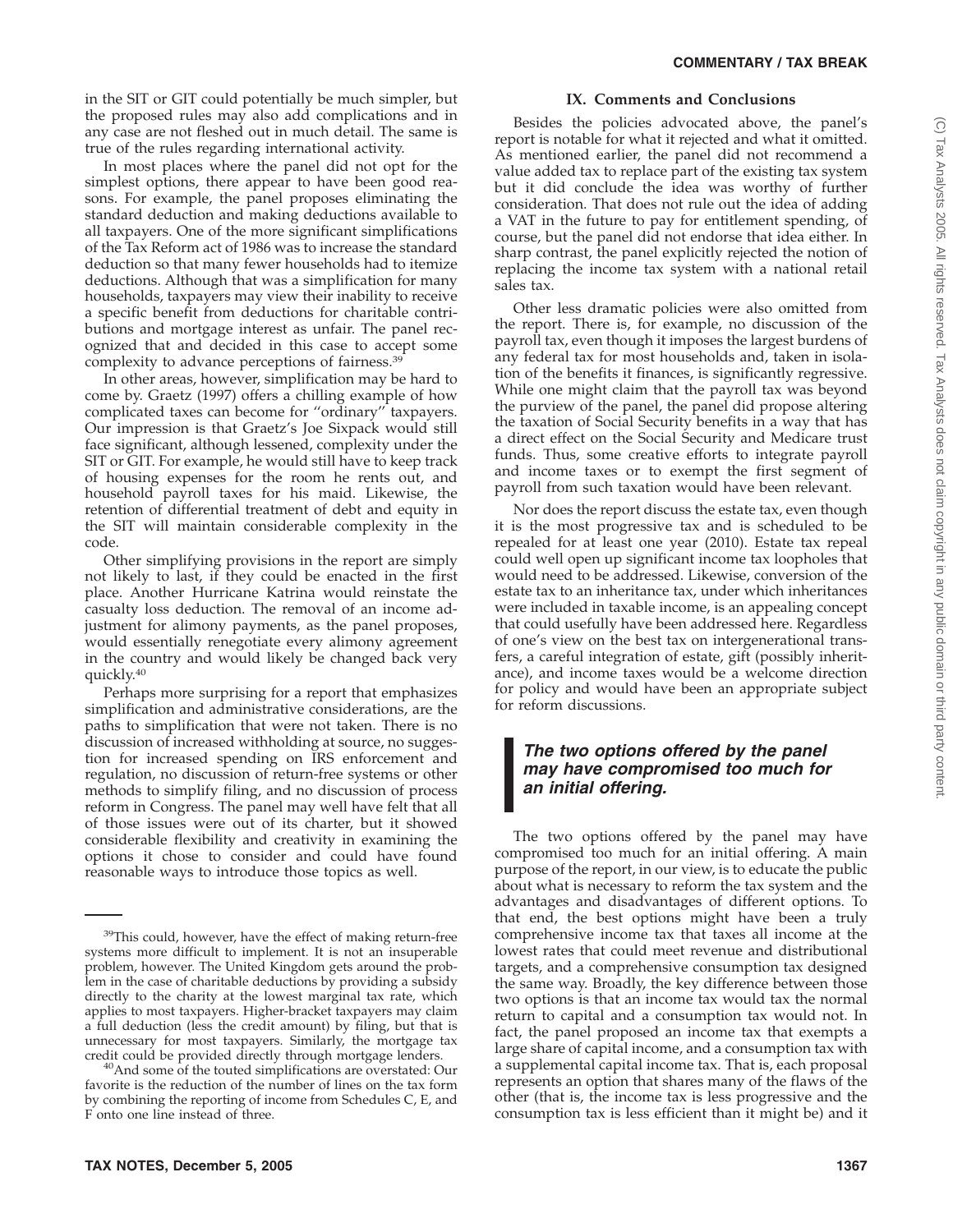in the SIT or GIT could potentially be much simpler, but the proposed rules may also add complications and in any case are not fleshed out in much detail. The same is true of the rules regarding international activity.

In most places where the panel did not opt for the simplest options, there appear to have been good reasons. For example, the panel proposes eliminating the standard deduction and making deductions available to all taxpayers. One of the more significant simplifications of the Tax Reform act of 1986 was to increase the standard deduction so that many fewer households had to itemize deductions. Although that was a simplification for many households, taxpayers may view their inability to receive a specific benefit from deductions for charitable contributions and mortgage interest as unfair. The panel recognized that and decided in this case to accept some complexity to advance perceptions of fairness.[39]

In other areas, however, simplification may be hard to come by. Graetz (1997) offers a chilling example of how complicated taxes can become for "ordinary" taxpayers. Our impression is that Graetz's Joe Sixpack would still face significant, although lessened, complexity under the SIT or GIT. For example, he would still have to keep track of housing expenses for the room he rents out, and household payroll taxes for his maid. Likewise, the retention of differential treatment of debt and equity in the SIT will maintain considerable complexity in the code.

Other simplifying provisions in the report are simply not likely to last, if they could be enacted in the first place. Another Hurricane Katrina would reinstate the casualty loss deduction. The removal of an income adjustment for alimony payments, as the panel proposes, would essentially renegotiate every alimony agreement in the country and would likely be changed back very quickly.[40]

Perhaps more surprising for a report that emphasizes simplification and administrative considerations, are the paths to simplification that were not taken. There is no discussion of increased withholding at source, no suggestion for increased spending on IRS enforcement and regulation, no discussion of return-free systems or other methods to simplify filing, and no discussion of process reform in Congress. The panel may well have felt that all of those issues were out of its charter, but it showed considerable flexibility and creativity in examining the options it chose to consider and could have found reasonable ways to introduce those topics as well.

[39]This could, however, have the effect of making return-free systems more difficult to implement. It is not an insuperable problem, however. The United Kingdom gets around the problem in the case of charitable deductions by providing a subsidy directly to the charity at the lowest marginal tax rate, which applies to most taxpayers. Higher-bracket taxpayers may claim a full deduction (less the credit amount) by filing, but that is unnecessary for most taxpayers. Similarly, the mortgage tax credit could be provided directly through mortgage lenders.

[40]And some of the touted simplifications are overstated: Our favorite is the reduction of the number of lines on the tax form by combining the reporting of income from Schedules C, E, and F onto one line instead of three.

## IX. Comments and Conclusions

Besides the policies advocated above, the panel's report is notable for what it rejected and what it omitted. As mentioned earlier, the panel did not recommend a value added tax to replace part of the existing tax system but it did conclude the idea was worthy of further consideration. That does not rule out the idea of adding a VAT in the future to pay for entitlement spending, of course, but the panel did not endorse that idea either. In sharp contrast, the panel explicitly rejected the notion of replacing the income tax system with a national retail sales tax.

Other less dramatic policies were also omitted from the report. There is, for example, no discussion of the payroll tax, even though it imposes the largest burdens of any federal tax for most households and, taken in isolation of the benefits it finances, is significantly regressive. While one might claim that the payroll tax was beyond the purview of the panel, the panel did propose altering the taxation of Social Security benefits in a way that has a direct effect on the Social Security and Medicare trust funds. Thus, some creative efforts to integrate payroll and income taxes or to exempt the first segment of payroll from such taxation would have been relevant.

Nor does the report discuss the estate tax, even though it is the most progressive tax and is scheduled to be repealed for at least one year (2010). Estate tax repeal could well open up significant income tax loopholes that would need to be addressed. Likewise, conversion of the estate tax to an inheritance tax, under which inheritances were included in taxable income, is an appealing concept that could usefully have been addressed here. Regardless of one's view on the best tax on intergenerational transfers, a careful integration of estate, gift (possibly inheritance), and income taxes would be a welcome direction for policy and would have been an appropriate subject for reform discussions.

> ***The two options offered by the panel may have compromised too much for an initial offering.***

The two options offered by the panel may have compromised too much for an initial offering. A main purpose of the report, in our view, is to educate the public about what is necessary to reform the tax system and the advantages and disadvantages of different options. To that end, the best options might have been a truly comprehensive income tax that taxes all income at the lowest rates that could meet revenue and distributional targets, and a comprehensive consumption tax designed the same way. Broadly, the key difference between those two options is that an income tax would tax the normal return to capital and a consumption tax would not. In fact, the panel proposed an income tax that exempts a large share of capital income, and a consumption tax with a supplemental capital income tax. That is, each proposal represents an option that shares many of the flaws of the other (that is, the income tax is less progressive and the consumption tax is less efficient than it might be) and it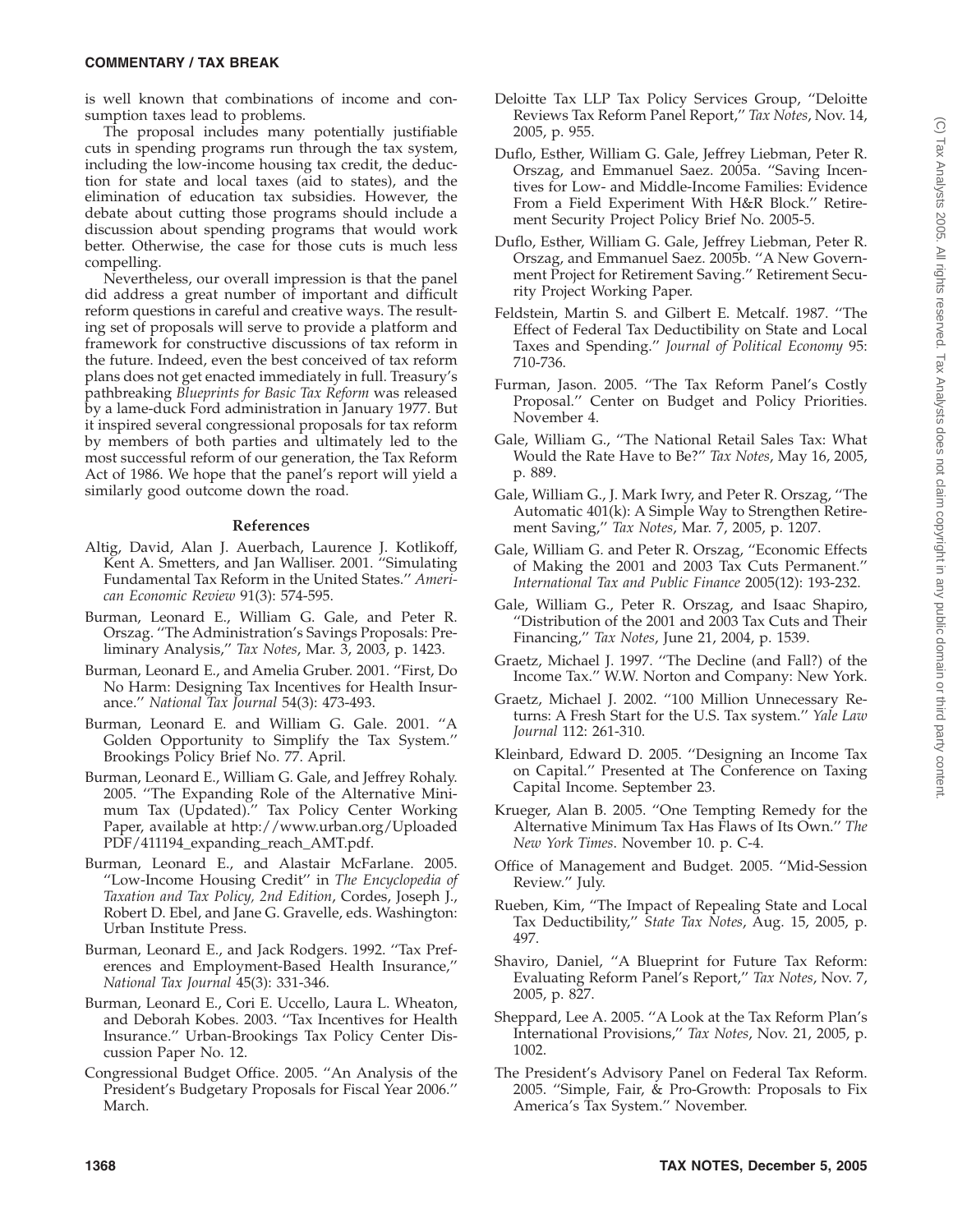is well known that combinations of income and consumption taxes lead to problems.

The proposal includes many potentially justifiable cuts in spending programs run through the tax system, including the low-income housing tax credit, the deduction for state and local taxes (aid to states), and the elimination of education tax subsidies. However, the debate about cutting those programs should include a discussion about spending programs that would work better. Otherwise, the case for those cuts is much less compelling.

Nevertheless, our overall impression is that the panel did address a great number of important and difficult reform questions in careful and creative ways. The resulting set of proposals will serve to provide a platform and framework for constructive discussions of tax reform in the future. Indeed, even the best conceived of tax reform plans does not get enacted immediately in full. Treasury's pathbreaking *Blueprints for Basic Tax Reform* was released by a lame-duck Ford administration in January 1977. But it inspired several congressional proposals for tax reform by members of both parties and ultimately led to the most successful reform of our generation, the Tax Reform Act of 1986. We hope that the panel's report will yield a similarly good outcome down the road.

### References

Altig, David, Alan J. Auerbach, Laurence J. Kotlikoff, Kent A. Smetters, and Jan Walliser. 2001. ''Simulating Fundamental Tax Reform in the United States.'' *American Economic Review* 91(3): 574-595.

Burman, Leonard E., William G. Gale, and Peter R. Orszag. ''The Administration's Savings Proposals: Preliminary Analysis,'' *Tax Notes*, Mar. 3, 2003, p. 1423.

Burman, Leonard E., and Amelia Gruber. 2001. ''First, Do No Harm: Designing Tax Incentives for Health Insurance.'' *National Tax Journal* 54(3): 473-493.

Burman, Leonard E. and William G. Gale. 2001. ''A Golden Opportunity to Simplify the Tax System.'' Brookings Policy Brief No. 77. April.

Burman, Leonard E., William G. Gale, and Jeffrey Rohaly. 2005. ''The Expanding Role of the Alternative Minimum Tax (Updated).'' Tax Policy Center Working Paper, available at http://www.urban.org/UploadedPDF/411194_expanding_reach_AMT.pdf.

Burman, Leonard E., and Alastair McFarlane. 2005. ''Low-Income Housing Credit'' in *The Encyclopedia of Taxation and Tax Policy, 2nd Edition*, Cordes, Joseph J., Robert D. Ebel, and Jane G. Gravelle, eds. Washington: Urban Institute Press.

Burman, Leonard E., and Jack Rodgers. 1992. ''Tax Preferences and Employment-Based Health Insurance,'' *National Tax Journal* 45(3): 331-346.

Burman, Leonard E., Cori E. Uccello, Laura L. Wheaton, and Deborah Kobes. 2003. ''Tax Incentives for Health Insurance.'' Urban-Brookings Tax Policy Center Discussion Paper No. 12.

Congressional Budget Office. 2005. ''An Analysis of the President's Budgetary Proposals for Fiscal Year 2006.'' March.

Deloitte Tax LLP Tax Policy Services Group, ''Deloitte Reviews Tax Reform Panel Report,'' *Tax Notes*, Nov. 14, 2005, p. 955.

Duflo, Esther, William G. Gale, Jeffrey Liebman, Peter R. Orszag, and Emmanuel Saez. 2005a. ''Saving Incentives for Low- and Middle-Income Families: Evidence From a Field Experiment With H&R Block.'' Retirement Security Project Policy Brief No. 2005-5.

Duflo, Esther, William G. Gale, Jeffrey Liebman, Peter R. Orszag, and Emmanuel Saez. 2005b. ''A New Government Project for Retirement Saving.'' Retirement Security Project Working Paper.

Feldstein, Martin S. and Gilbert E. Metcalf. 1987. ''The Effect of Federal Tax Deductibility on State and Local Taxes and Spending.'' *Journal of Political Economy* 95: 710-736.

Furman, Jason. 2005. ''The Tax Reform Panel's Costly Proposal.'' Center on Budget and Policy Priorities. November 4.

Gale, William G., ''The National Retail Sales Tax: What Would the Rate Have to Be?'' *Tax Notes*, May 16, 2005, p. 889.

Gale, William G., J. Mark Iwry, and Peter R. Orszag, ''The Automatic 401(k): A Simple Way to Strengthen Retirement Saving,'' *Tax Notes*, Mar. 7, 2005, p. 1207.

Gale, William G. and Peter R. Orszag, ''Economic Effects of Making the 2001 and 2003 Tax Cuts Permanent.'' *International Tax and Public Finance* 2005(12): 193-232.

Gale, William G., Peter R. Orszag, and Isaac Shapiro, ''Distribution of the 2001 and 2003 Tax Cuts and Their Financing,'' *Tax Notes*, June 21, 2004, p. 1539.

Graetz, Michael J. 1997. ''The Decline (and Fall?) of the Income Tax.'' W.W. Norton and Company: New York.

Graetz, Michael J. 2002. ''100 Million Unnecessary Returns: A Fresh Start for the U.S. Tax system.'' *Yale Law Journal* 112: 261-310.

Kleinbard, Edward D. 2005. ''Designing an Income Tax on Capital.'' Presented at The Conference on Taxing Capital Income. September 23.

Krueger, Alan B. 2005. ''One Tempting Remedy for the Alternative Minimum Tax Has Flaws of Its Own.'' *The New York Times*. November 10. p. C-4.

Office of Management and Budget. 2005. ''Mid-Session Review.'' July.

Rueben, Kim, ''The Impact of Repealing State and Local Tax Deductibility,'' *State Tax Notes*, Aug. 15, 2005, p. 497.

Shaviro, Daniel, ''A Blueprint for Future Tax Reform: Evaluating Reform Panel's Report,'' *Tax Notes*, Nov. 7, 2005, p. 827.

Sheppard, Lee A. 2005. ''A Look at the Tax Reform Plan's International Provisions,'' *Tax Notes*, Nov. 21, 2005, p. 1002.

The President's Advisory Panel on Federal Tax Reform. 2005. ''Simple, Fair, & Pro-Growth: Proposals to Fix America's Tax System.'' November.